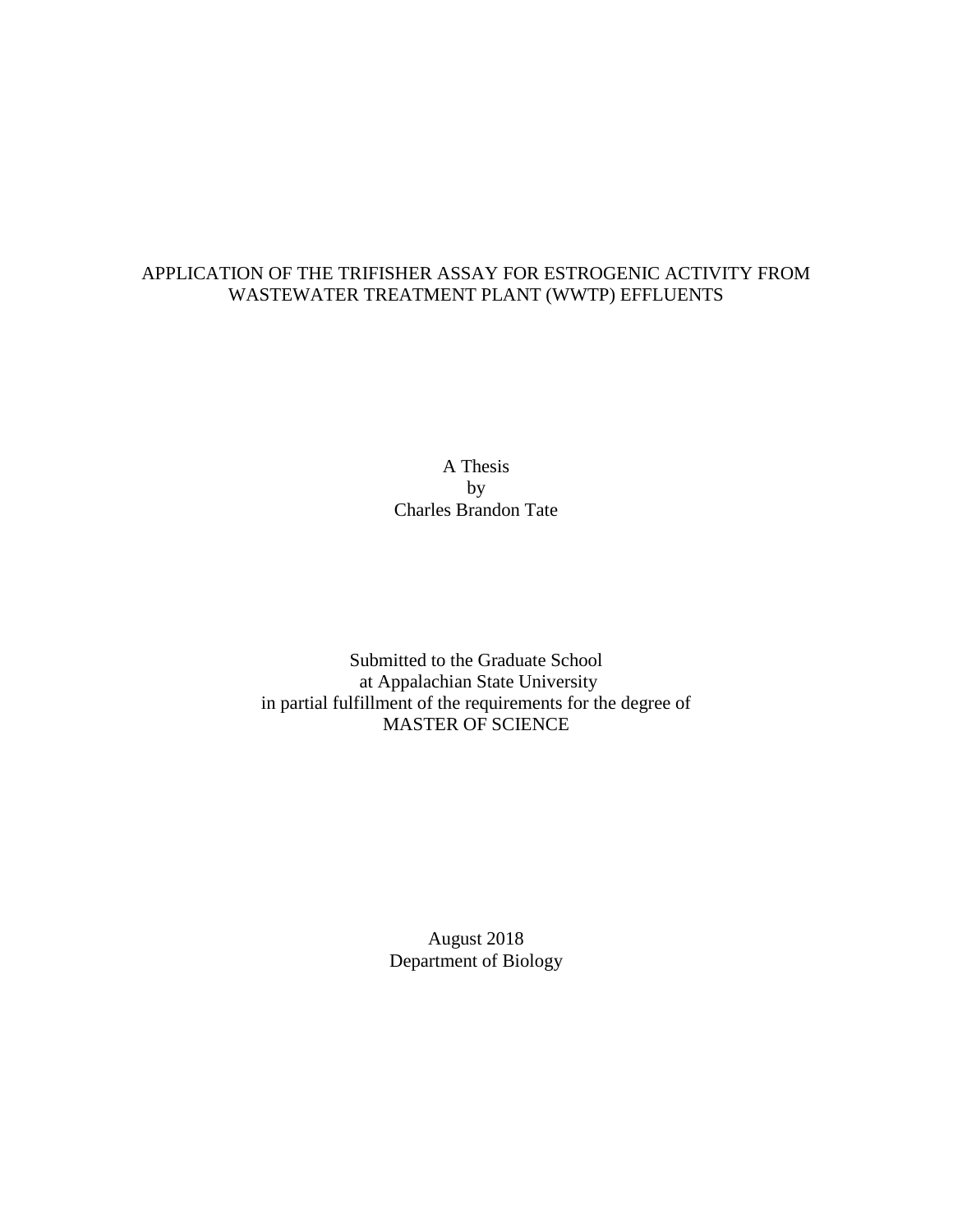# APPLICATION OF THE TRIFISHER ASSAY FOR ESTROGENIC ACTIVITY FROM WASTEWATER TREATMENT PLANT (WWTP) EFFLUENTS

A Thesis
by
Charles Brandon Tate

Submitted to the Graduate School
at Appalachian State University
in partial fulfillment of the requirements for the degree of
MASTER OF SCIENCE

August 2018
Department of Biology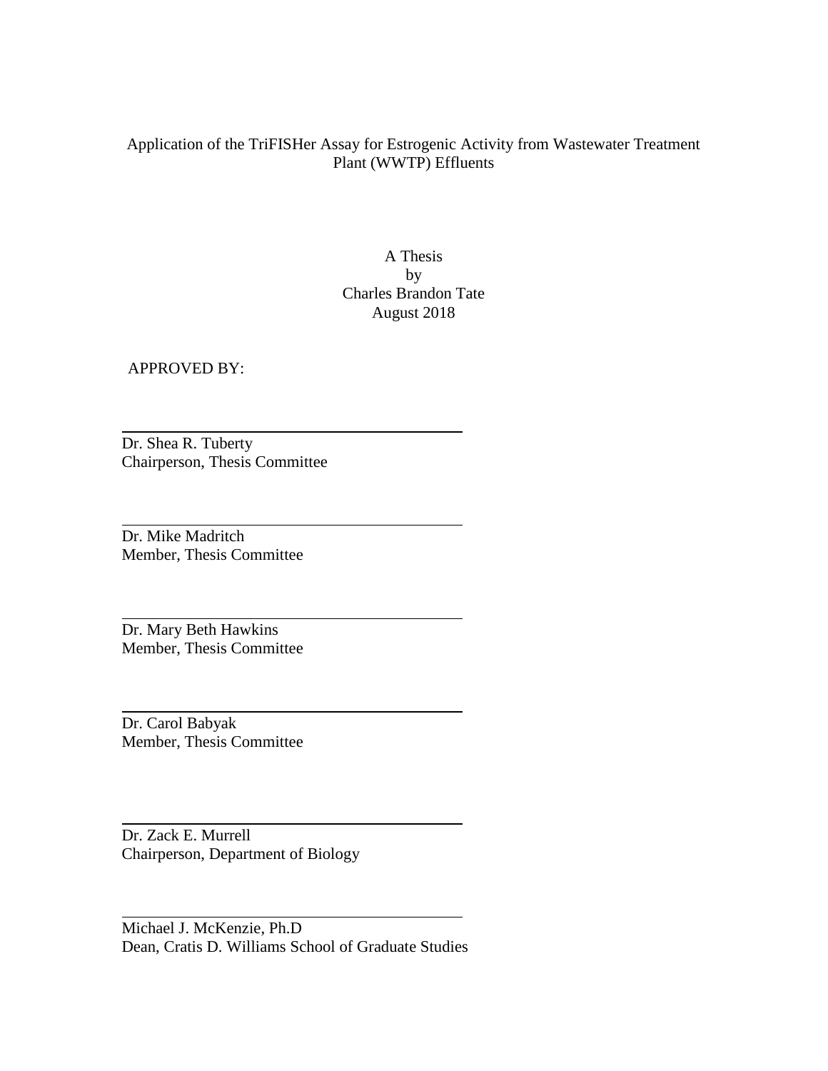Application of the TriFISHer Assay for Estrogenic Activity from Wastewater Treatment Plant (WWTP) Effluents

A Thesis
by
Charles Brandon Tate
August 2018

APPROVED BY:

Dr. Shea R. Tuberty
Chairperson, Thesis Committee

Dr. Mike Madritch
Member, Thesis Committee

Dr. Mary Beth Hawkins
Member, Thesis Committee

Dr. Carol Babyak
Member, Thesis Committee

Dr. Zack E. Murrell
Chairperson, Department of Biology

Michael J. McKenzie, Ph.D
Dean, Cratis D. Williams School of Graduate Studies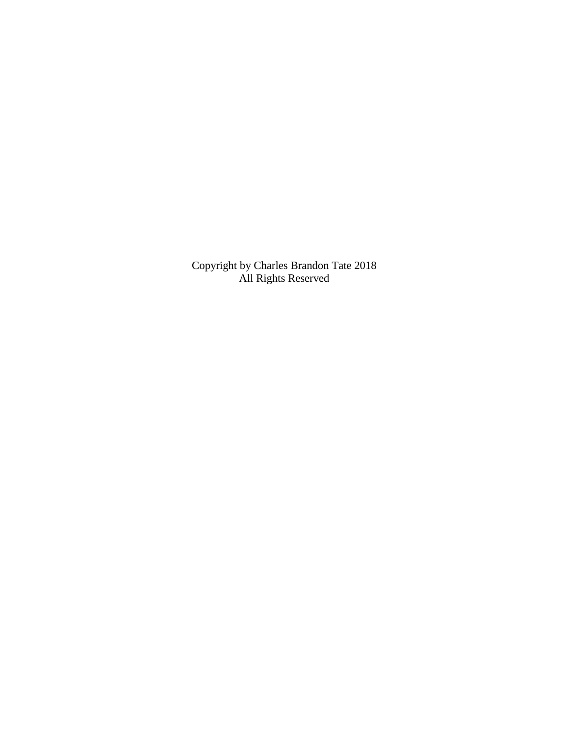Copyright by Charles Brandon Tate 2018
All Rights Reserved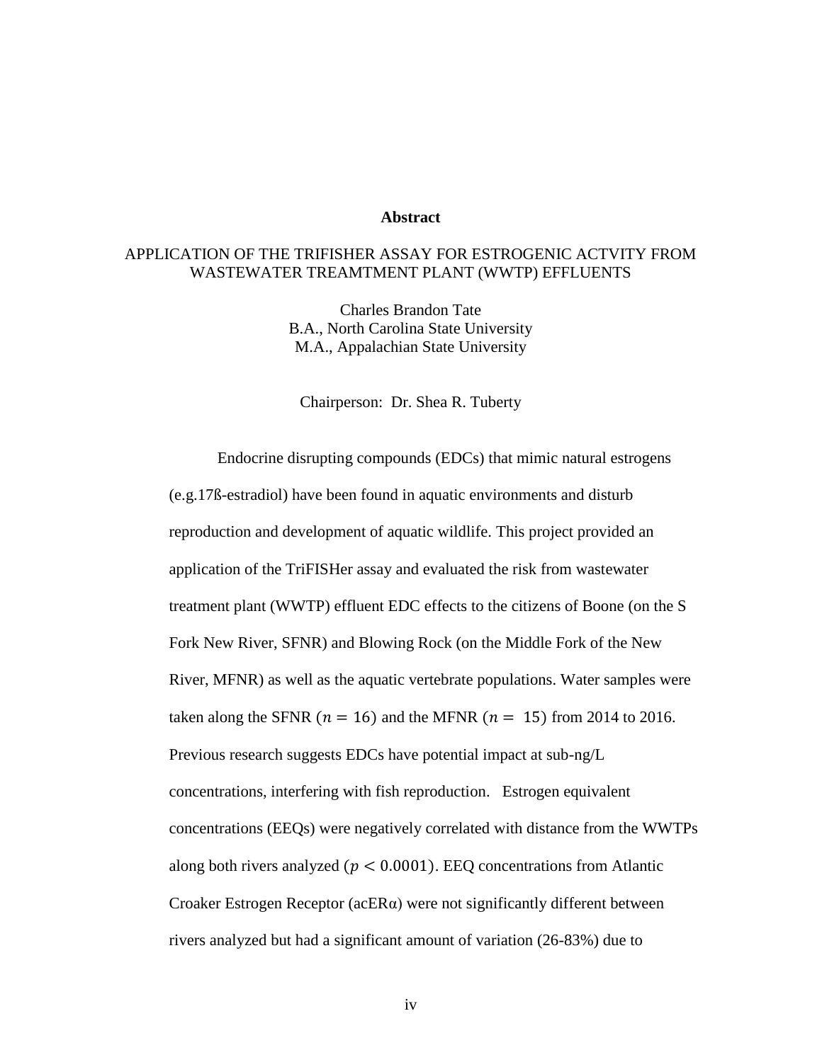# Abstract

APPLICATION OF THE TRIFISHER ASSAY FOR ESTROGENIC ACTVITY FROM WASTEWATER TREAMTMENT PLANT (WWTP) EFFLUENTS

Charles Brandon Tate
B.A., North Carolina State University
M.A., Appalachian State University

Chairperson: Dr. Shea R. Tuberty

Endocrine disrupting compounds (EDCs) that mimic natural estrogens (e.g.17ß-estradiol) have been found in aquatic environments and disturb reproduction and development of aquatic wildlife. This project provided an application of the TriFISHer assay and evaluated the risk from wastewater treatment plant (WWTP) effluent EDC effects to the citizens of Boone (on the S Fork New River, SFNR) and Blowing Rock (on the Middle Fork of the New River, MFNR) as well as the aquatic vertebrate populations. Water samples were taken along the SFNR ($n = 16$) and the MFNR ($n = 15$) from 2014 to 2016. Previous research suggests EDCs have potential impact at sub-ng/L concentrations, interfering with fish reproduction. Estrogen equivalent concentrations (EEQs) were negatively correlated with distance from the WWTPs along both rivers analyzed ($p < 0.0001$). EEQ concentrations from Atlantic Croaker Estrogen Receptor (acERα) were not significantly different between rivers analyzed but had a significant amount of variation (26-83%) due to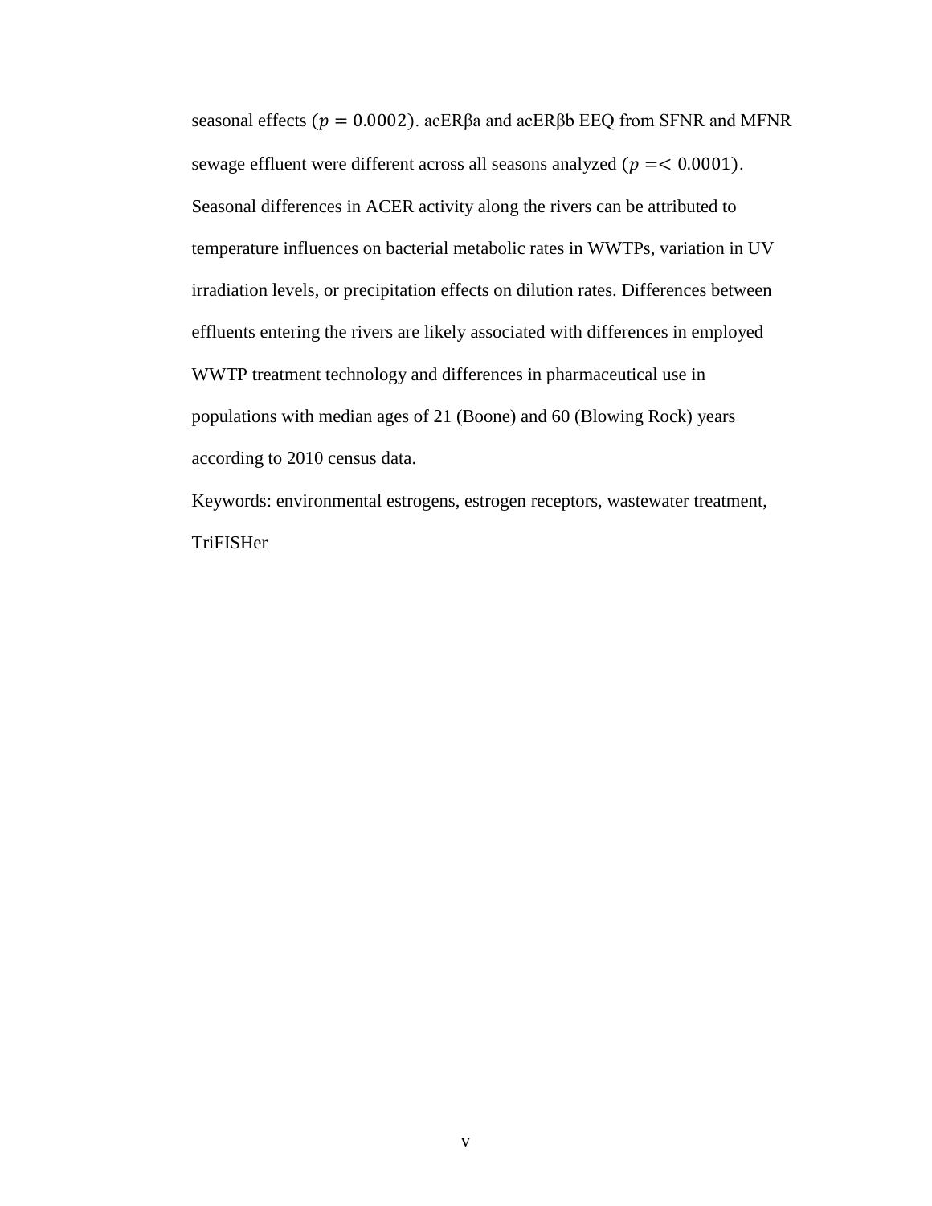seasonal effects ($p = 0.0002$). acERβa and acERβb EEQ from SFNR and MFNR sewage effluent were different across all seasons analyzed ($p =< 0.0001$). Seasonal differences in ACER activity along the rivers can be attributed to temperature influences on bacterial metabolic rates in WWTPs, variation in UV irradiation levels, or precipitation effects on dilution rates. Differences between effluents entering the rivers are likely associated with differences in employed WWTP treatment technology and differences in pharmaceutical use in populations with median ages of 21 (Boone) and 60 (Blowing Rock) years according to 2010 census data.

Keywords: environmental estrogens, estrogen receptors, wastewater treatment, TriFISHer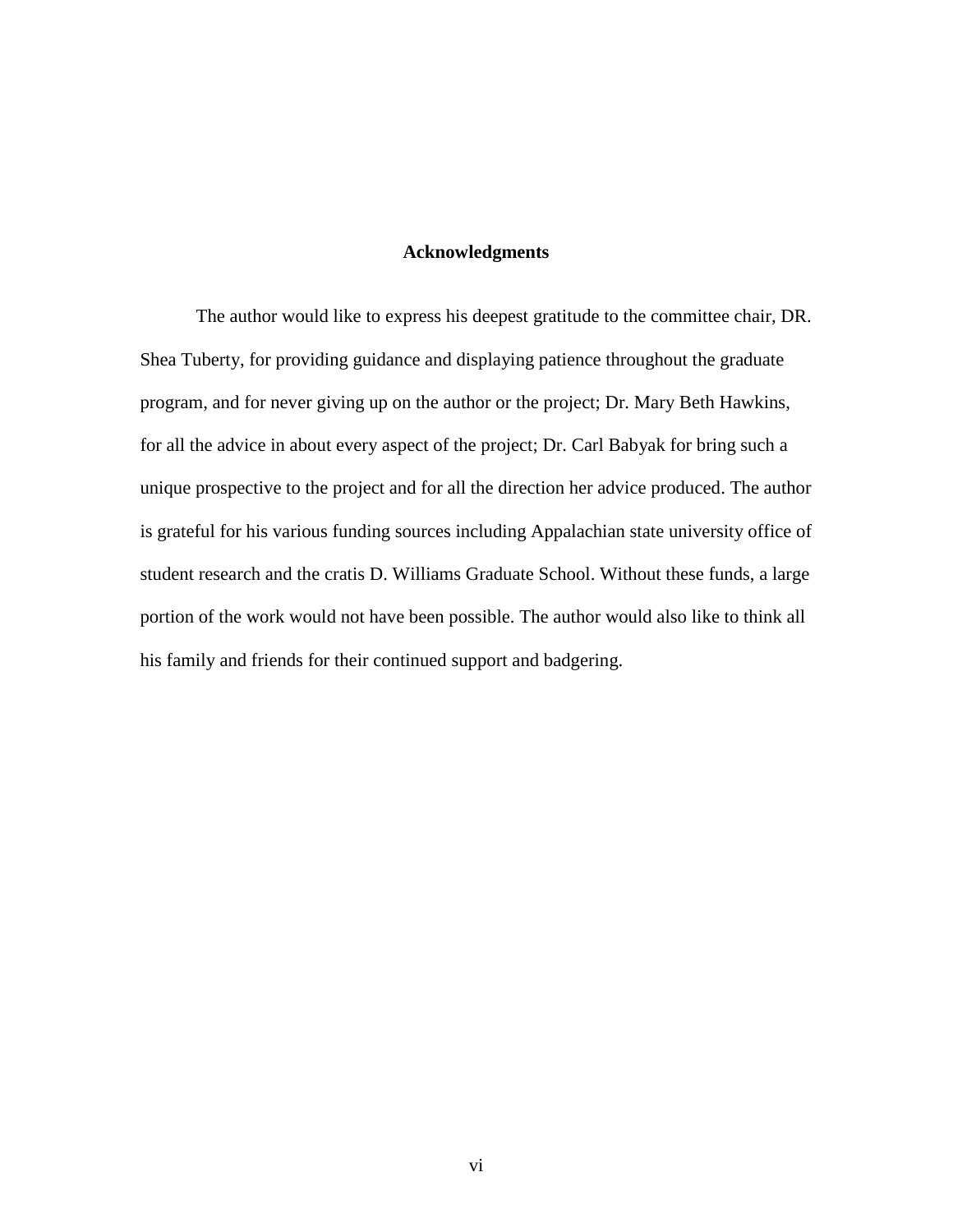**Acknowledgments**

The author would like to express his deepest gratitude to the committee chair, DR. Shea Tuberty, for providing guidance and displaying patience throughout the graduate program, and for never giving up on the author or the project; Dr. Mary Beth Hawkins, for all the advice in about every aspect of the project; Dr. Carl Babyak for bring such a unique prospective to the project and for all the direction her advice produced. The author is grateful for his various funding sources including Appalachian state university office of student research and the cratis D. Williams Graduate School. Without these funds, a large portion of the work would not have been possible. The author would also like to think all his family and friends for their continued support and badgering.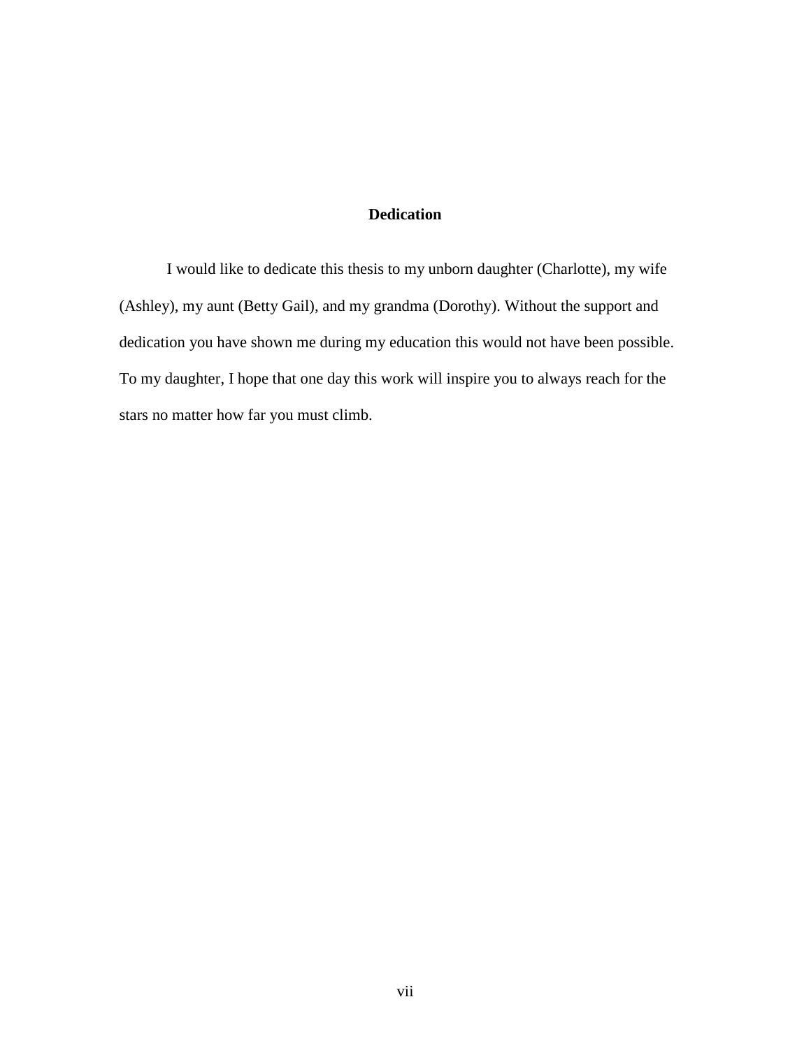# Dedication

I would like to dedicate this thesis to my unborn daughter (Charlotte), my wife (Ashley), my aunt (Betty Gail), and my grandma (Dorothy). Without the support and dedication you have shown me during my education this would not have been possible. To my daughter, I hope that one day this work will inspire you to always reach for the stars no matter how far you must climb.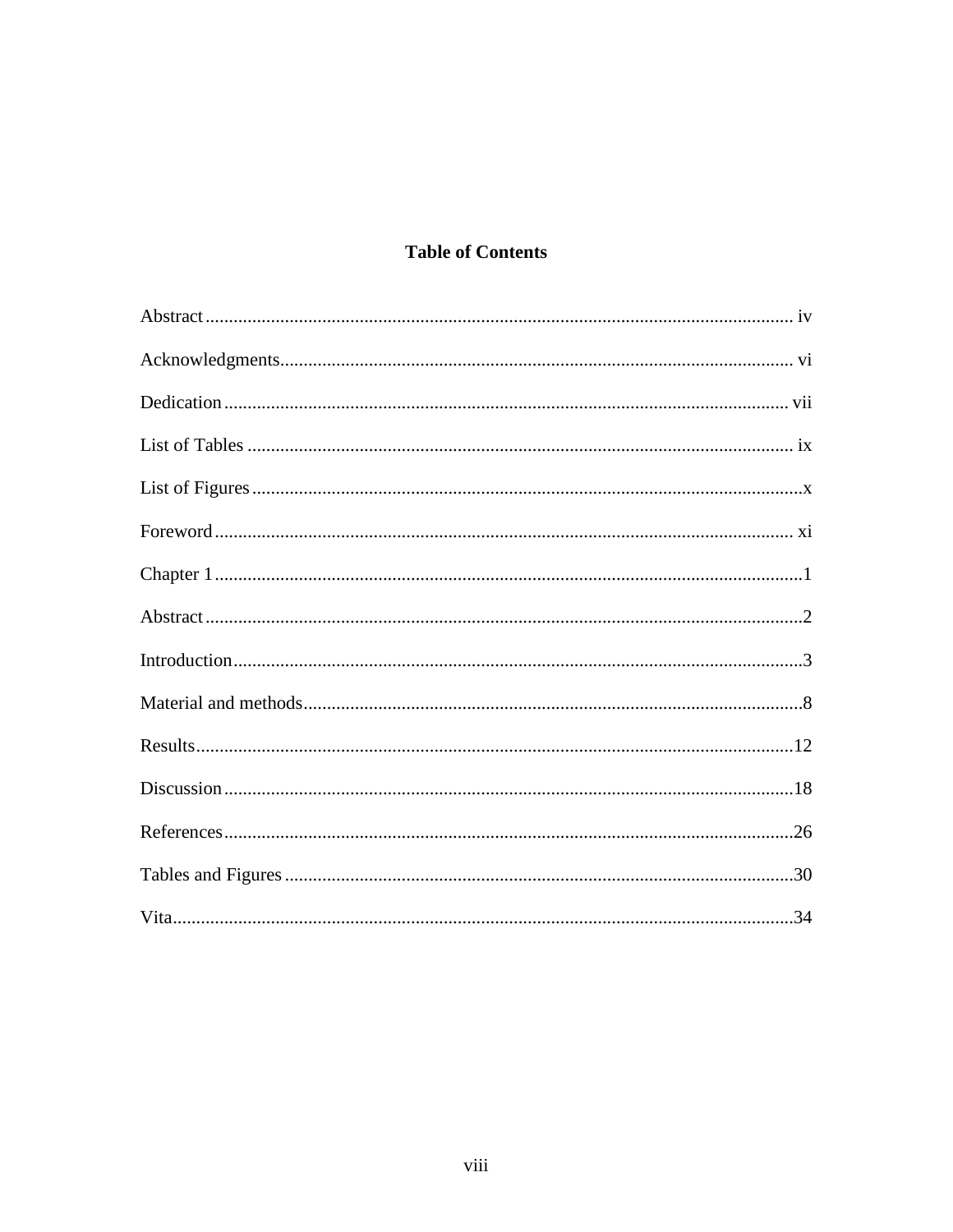# Table of Contents

Abstract............................................................................................................................. iv

Acknowledgments............................................................................................................. vi

Dedication........................................................................................................................ vii

List of Tables .................................................................................................................... ix

List of Figures.....................................................................................................................x

Foreword........................................................................................................................... xi

Chapter 1.............................................................................................................................1

Abstract...............................................................................................................................2

Introduction.........................................................................................................................3

Material and methods..........................................................................................................8

Results...............................................................................................................................12

Discussion.........................................................................................................................18

References.........................................................................................................................26

Tables and Figures............................................................................................................30

Vita....................................................................................................................................34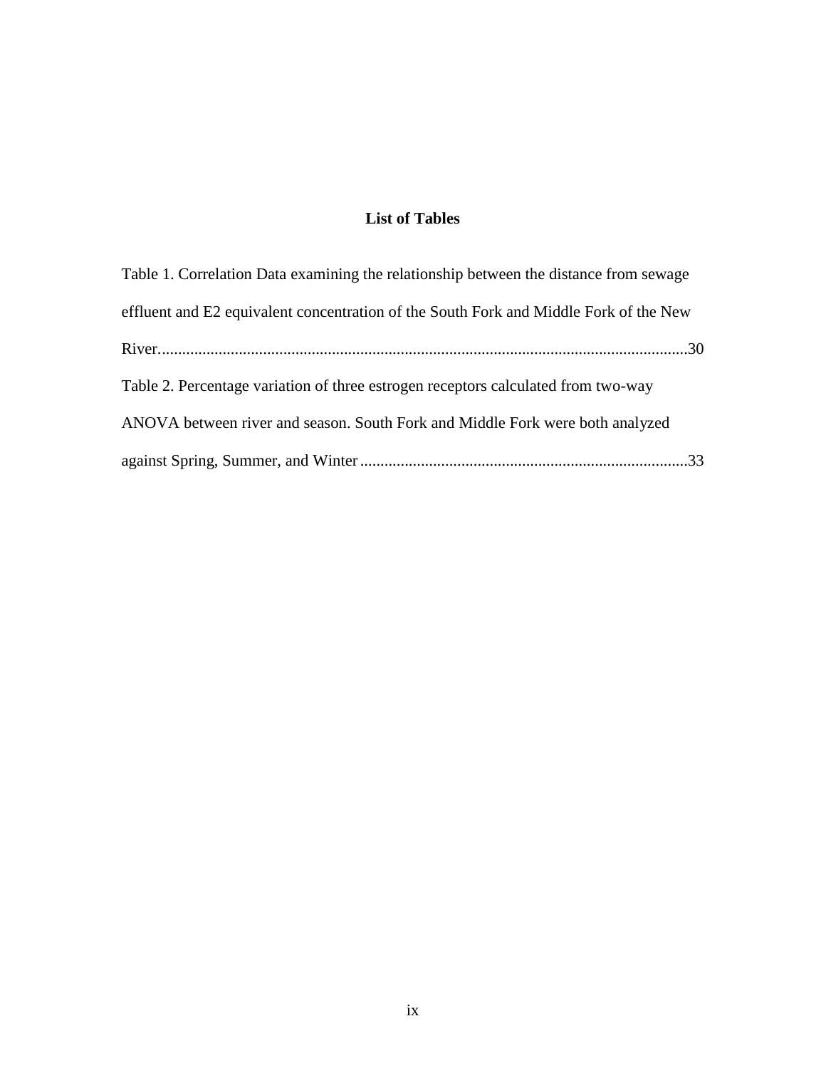## List of Tables

Table 1. Correlation Data examining the relationship between the distance from sewage effluent and E2 equivalent concentration of the South Fork and Middle Fork of the New River....................................................................................................................................30

Table 2. Percentage variation of three estrogen receptors calculated from two-way ANOVA between river and season. South Fork and Middle Fork were both analyzed against Spring, Summer, and Winter.................................................................................33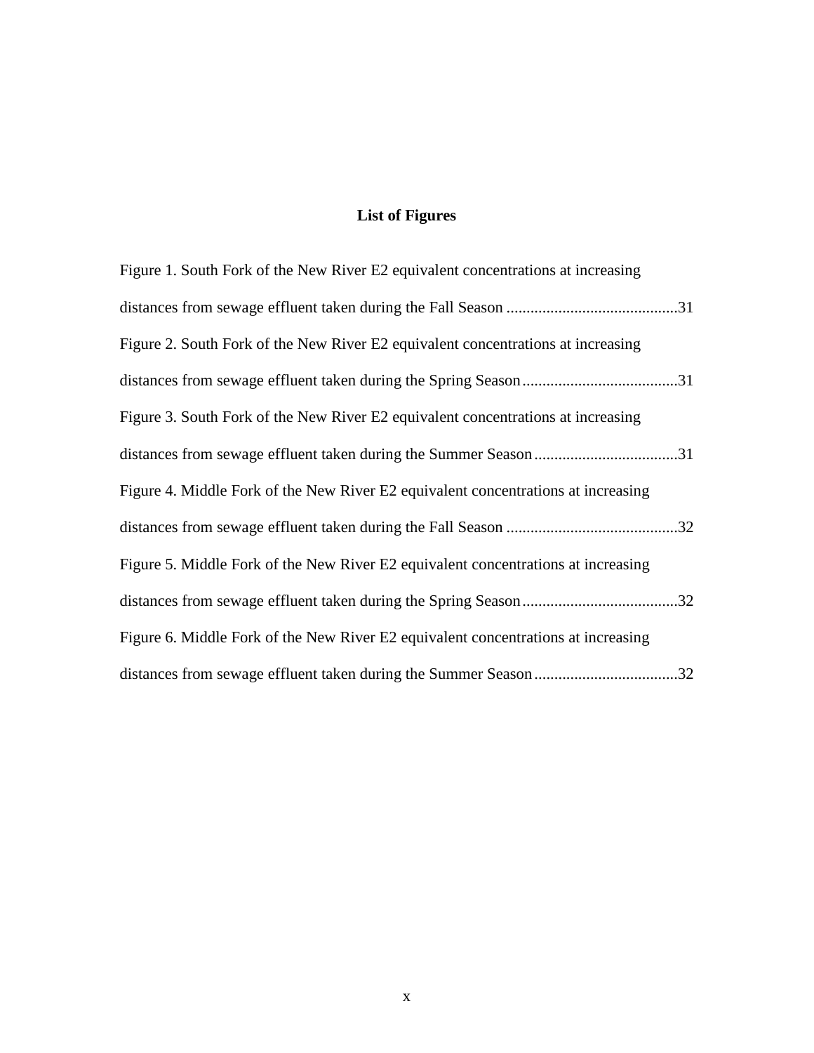## List of Figures

Figure 1. South Fork of the New River E2 equivalent concentrations at increasing distances from sewage effluent taken during the Fall Season ...........................................31

Figure 2. South Fork of the New River E2 equivalent concentrations at increasing distances from sewage effluent taken during the Spring Season.......................................31

Figure 3. South Fork of the New River E2 equivalent concentrations at increasing distances from sewage effluent taken during the Summer Season....................................31

Figure 4. Middle Fork of the New River E2 equivalent concentrations at increasing distances from sewage effluent taken during the Fall Season ...........................................32

Figure 5. Middle Fork of the New River E2 equivalent concentrations at increasing distances from sewage effluent taken during the Spring Season.......................................32

Figure 6. Middle Fork of the New River E2 equivalent concentrations at increasing distances from sewage effluent taken during the Summer Season....................................32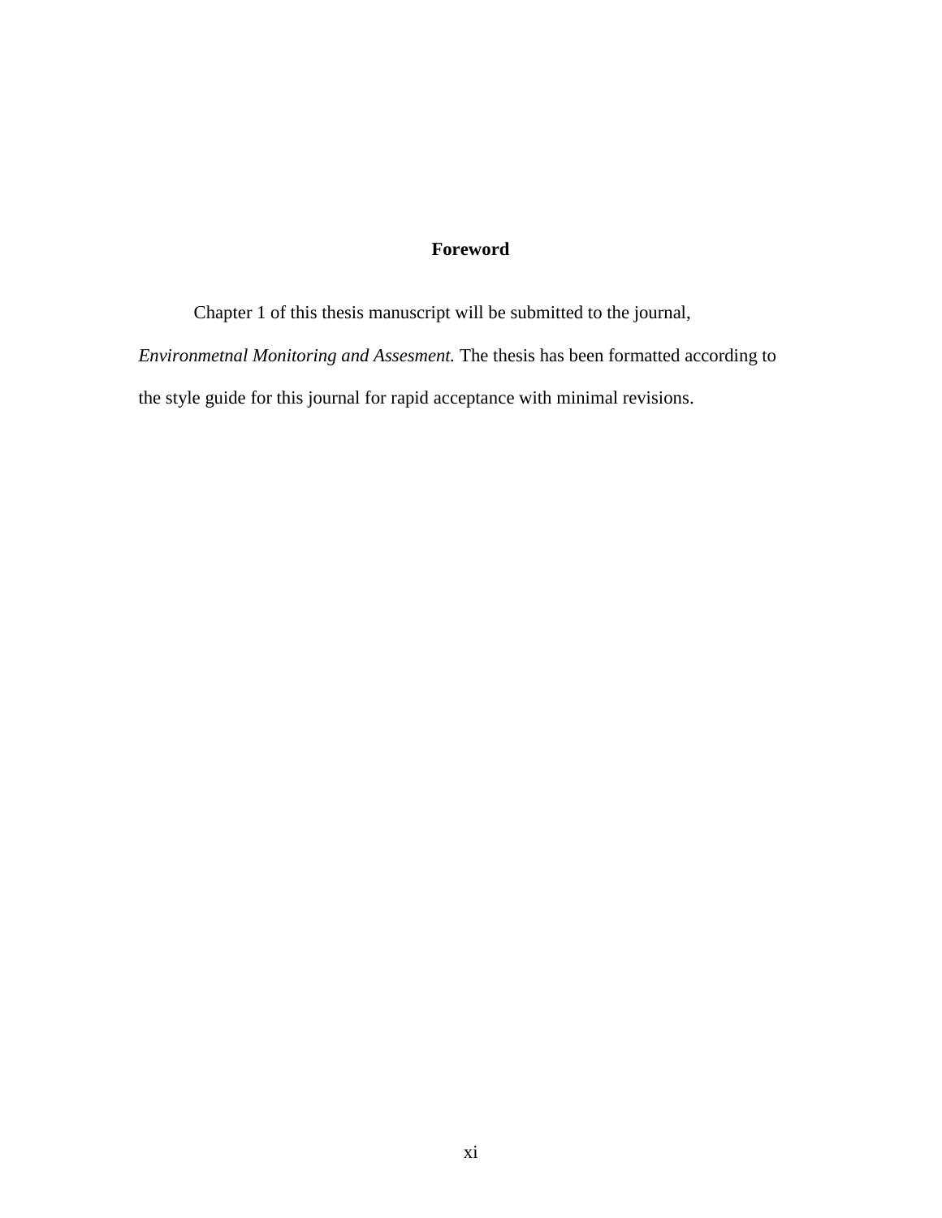# Foreword

Chapter 1 of this thesis manuscript will be submitted to the journal, *Environmetnal Monitoring and Assesment.* The thesis has been formatted according to the style guide for this journal for rapid acceptance with minimal revisions.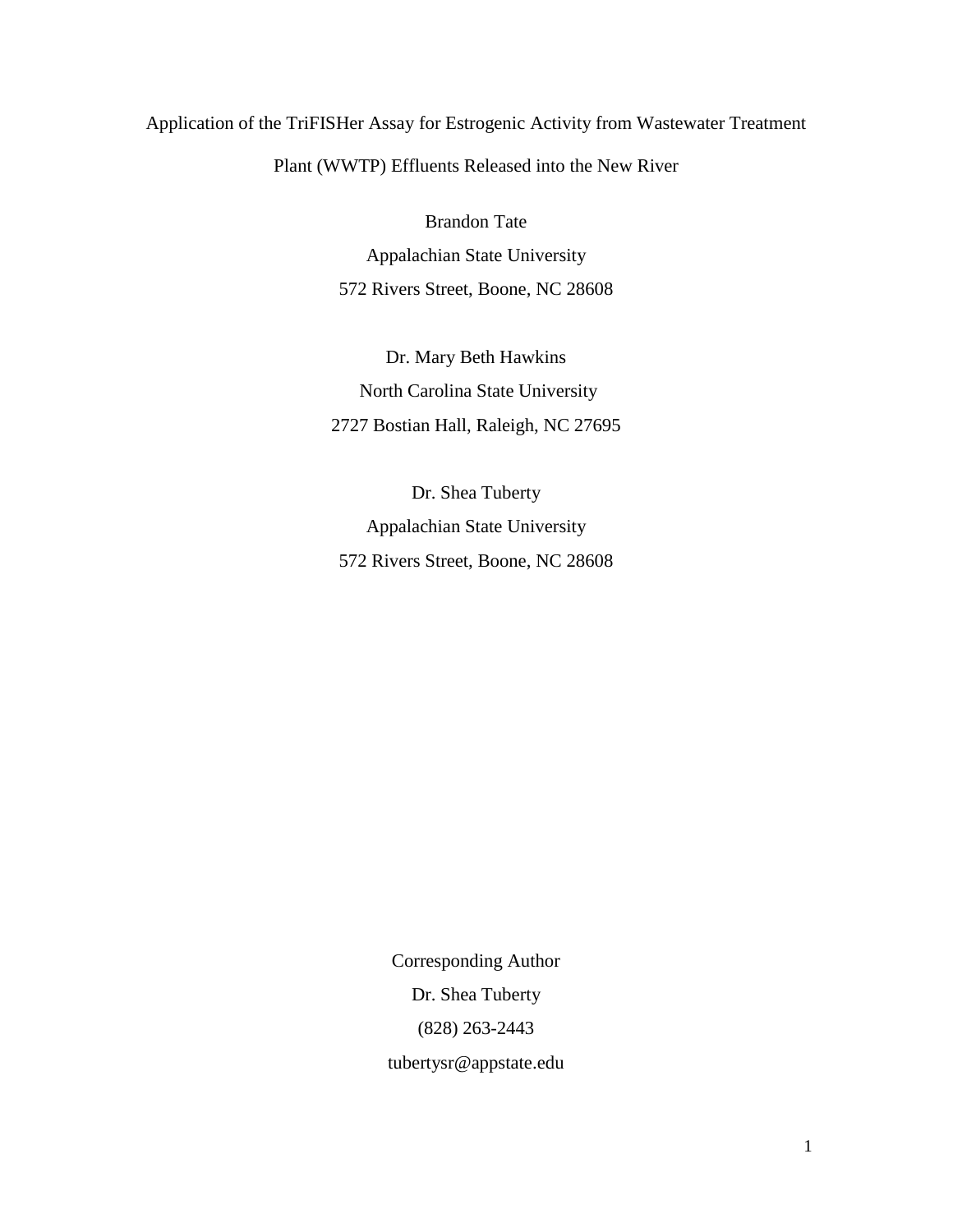# Application of the TriFISHer Assay for Estrogenic Activity from Wastewater Treatment Plant (WWTP) Effluents Released into the New River

Brandon Tate
Appalachian State University
572 Rivers Street, Boone, NC 28608

Dr. Mary Beth Hawkins
North Carolina State University
2727 Bostian Hall, Raleigh, NC 27695

Dr. Shea Tuberty
Appalachian State University
572 Rivers Street, Boone, NC 28608

Corresponding Author
Dr. Shea Tuberty
(828) 263-2443
tubertysr@appstate.edu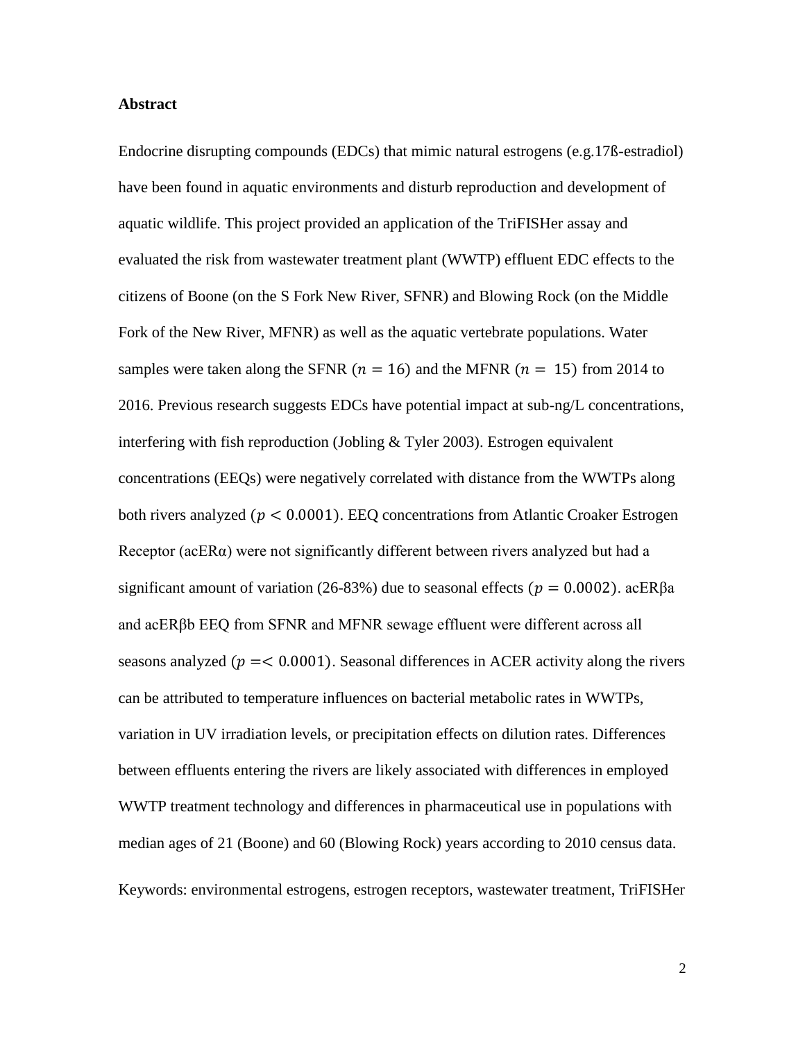**Abstract**

Endocrine disrupting compounds (EDCs) that mimic natural estrogens (e.g.17ß-estradiol) have been found in aquatic environments and disturb reproduction and development of aquatic wildlife. This project provided an application of the TriFISHer assay and evaluated the risk from wastewater treatment plant (WWTP) effluent EDC effects to the citizens of Boone (on the S Fork New River, SFNR) and Blowing Rock (on the Middle Fork of the New River, MFNR) as well as the aquatic vertebrate populations. Water samples were taken along the SFNR ($n = 16$) and the MFNR ($n = 15$) from 2014 to 2016. Previous research suggests EDCs have potential impact at sub-ng/L concentrations, interfering with fish reproduction (Jobling & Tyler 2003). Estrogen equivalent concentrations (EEQs) were negatively correlated with distance from the WWTPs along both rivers analyzed ($p < 0.0001$). EEQ concentrations from Atlantic Croaker Estrogen Receptor (acERα) were not significantly different between rivers analyzed but had a significant amount of variation (26-83%) due to seasonal effects ($p = 0.0002$). acERβa and acERβb EEQ from SFNR and MFNR sewage effluent were different across all seasons analyzed ($p =< 0.0001$). Seasonal differences in ACER activity along the rivers can be attributed to temperature influences on bacterial metabolic rates in WWTPs, variation in UV irradiation levels, or precipitation effects on dilution rates. Differences between effluents entering the rivers are likely associated with differences in employed WWTP treatment technology and differences in pharmaceutical use in populations with median ages of 21 (Boone) and 60 (Blowing Rock) years according to 2010 census data.

Keywords: environmental estrogens, estrogen receptors, wastewater treatment, TriFISHer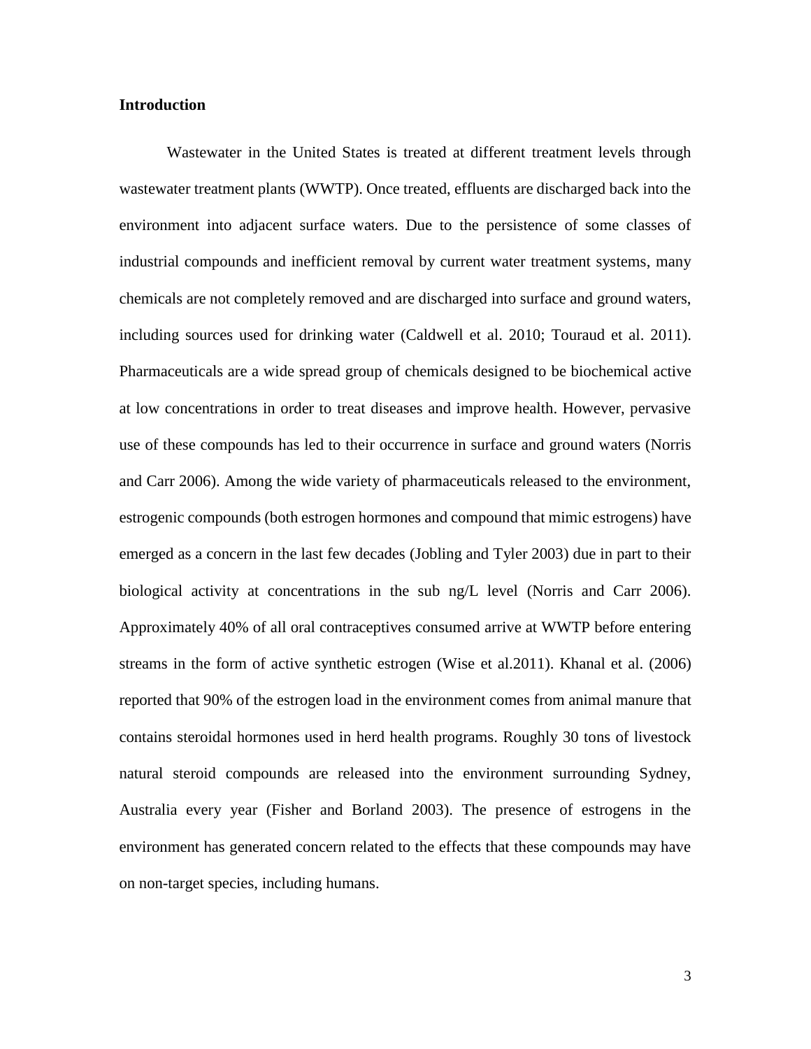**Introduction**

Wastewater in the United States is treated at different treatment levels through wastewater treatment plants (WWTP). Once treated, effluents are discharged back into the environment into adjacent surface waters. Due to the persistence of some classes of industrial compounds and inefficient removal by current water treatment systems, many chemicals are not completely removed and are discharged into surface and ground waters, including sources used for drinking water (Caldwell et al. 2010; Touraud et al. 2011). Pharmaceuticals are a wide spread group of chemicals designed to be biochemical active at low concentrations in order to treat diseases and improve health. However, pervasive use of these compounds has led to their occurrence in surface and ground waters (Norris and Carr 2006). Among the wide variety of pharmaceuticals released to the environment, estrogenic compounds (both estrogen hormones and compound that mimic estrogens) have emerged as a concern in the last few decades (Jobling and Tyler 2003) due in part to their biological activity at concentrations in the sub ng/L level (Norris and Carr 2006). Approximately 40% of all oral contraceptives consumed arrive at WWTP before entering streams in the form of active synthetic estrogen (Wise et al.2011). Khanal et al. (2006) reported that 90% of the estrogen load in the environment comes from animal manure that contains steroidal hormones used in herd health programs. Roughly 30 tons of livestock natural steroid compounds are released into the environment surrounding Sydney, Australia every year (Fisher and Borland 2003). The presence of estrogens in the environment has generated concern related to the effects that these compounds may have on non-target species, including humans.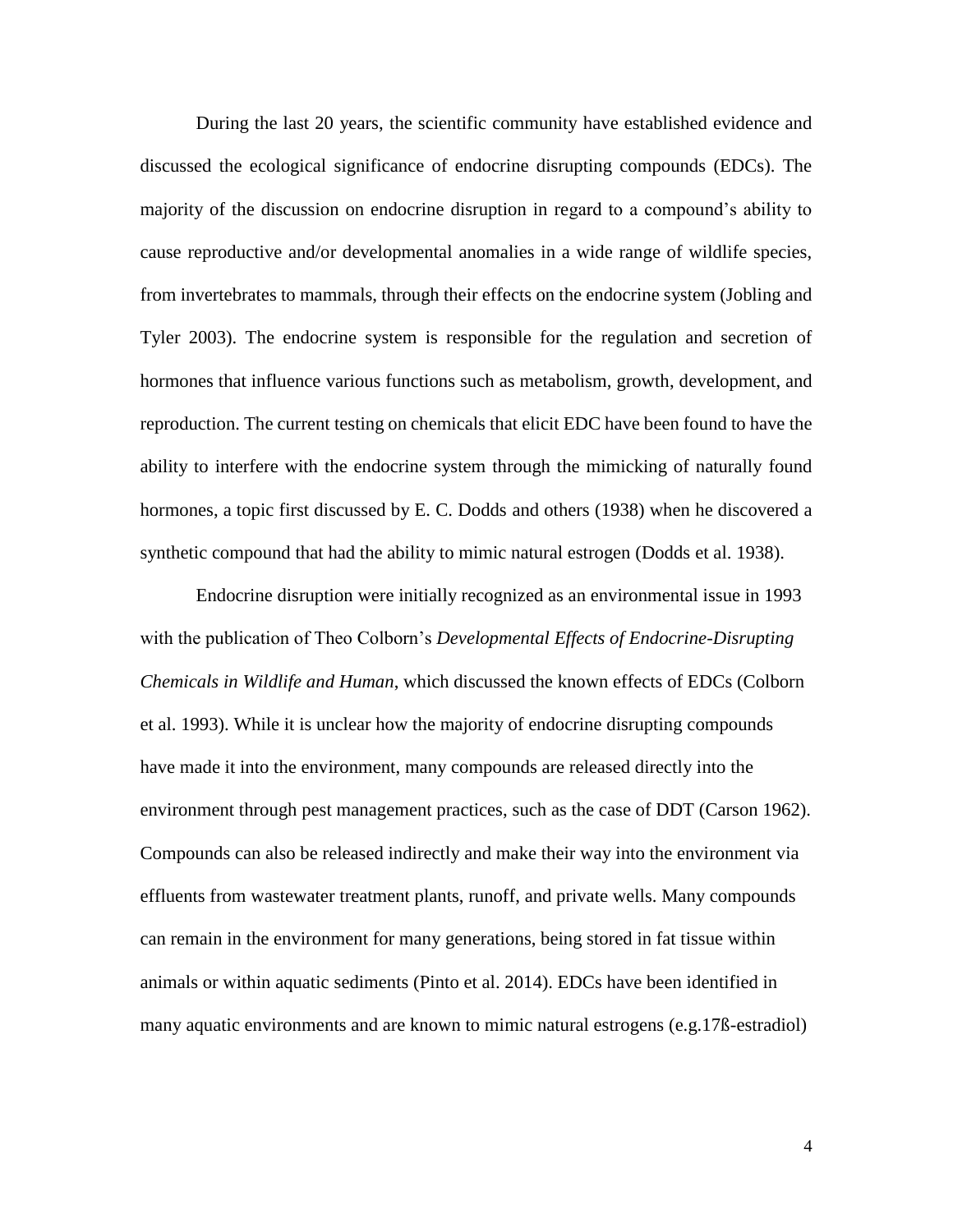During the last 20 years, the scientific community have established evidence and discussed the ecological significance of endocrine disrupting compounds (EDCs). The majority of the discussion on endocrine disruption in regard to a compound's ability to cause reproductive and/or developmental anomalies in a wide range of wildlife species, from invertebrates to mammals, through their effects on the endocrine system (Jobling and Tyler 2003). The endocrine system is responsible for the regulation and secretion of hormones that influence various functions such as metabolism, growth, development, and reproduction. The current testing on chemicals that elicit EDC have been found to have the ability to interfere with the endocrine system through the mimicking of naturally found hormones, a topic first discussed by E. C. Dodds and others (1938) when he discovered a synthetic compound that had the ability to mimic natural estrogen (Dodds et al. 1938).

Endocrine disruption were initially recognized as an environmental issue in 1993 with the publication of Theo Colborn's *Developmental Effects of Endocrine-Disrupting Chemicals in Wildlife and Human*, which discussed the known effects of EDCs (Colborn et al. 1993). While it is unclear how the majority of endocrine disrupting compounds have made it into the environment, many compounds are released directly into the environment through pest management practices, such as the case of DDT (Carson 1962). Compounds can also be released indirectly and make their way into the environment via effluents from wastewater treatment plants, runoff, and private wells. Many compounds can remain in the environment for many generations, being stored in fat tissue within animals or within aquatic sediments (Pinto et al. 2014). EDCs have been identified in many aquatic environments and are known to mimic natural estrogens (e.g.17ß-estradiol)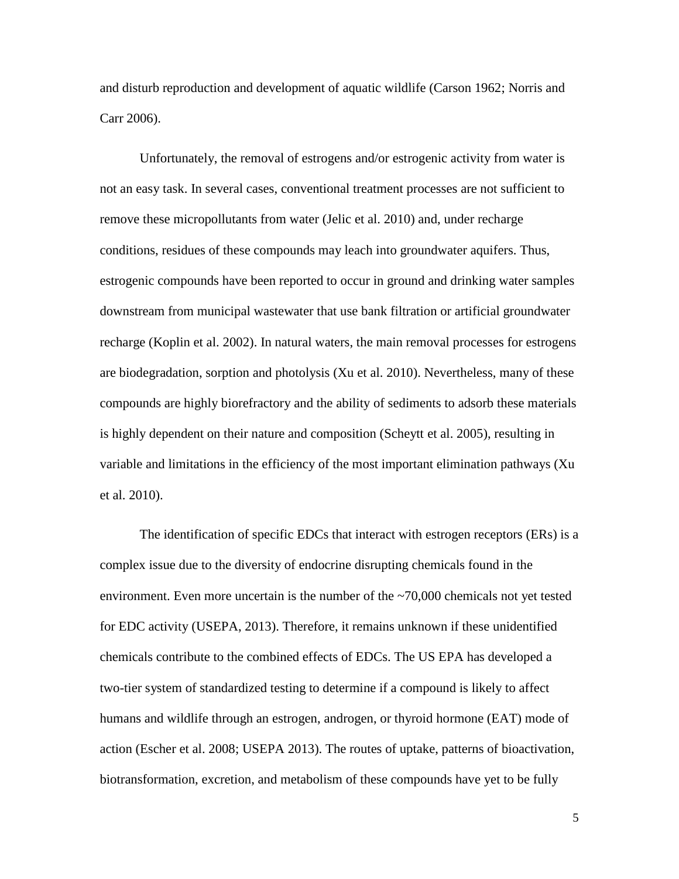and disturb reproduction and development of aquatic wildlife (Carson 1962; Norris and Carr 2006).

Unfortunately, the removal of estrogens and/or estrogenic activity from water is not an easy task. In several cases, conventional treatment processes are not sufficient to remove these micropollutants from water (Jelic et al. 2010) and, under recharge conditions, residues of these compounds may leach into groundwater aquifers. Thus, estrogenic compounds have been reported to occur in ground and drinking water samples downstream from municipal wastewater that use bank filtration or artificial groundwater recharge (Koplin et al. 2002). In natural waters, the main removal processes for estrogens are biodegradation, sorption and photolysis (Xu et al. 2010). Nevertheless, many of these compounds are highly biorefractory and the ability of sediments to adsorb these materials is highly dependent on their nature and composition (Scheytt et al. 2005), resulting in variable and limitations in the efficiency of the most important elimination pathways (Xu et al. 2010).

The identification of specific EDCs that interact with estrogen receptors (ERs) is a complex issue due to the diversity of endocrine disrupting chemicals found in the environment. Even more uncertain is the number of the ~70,000 chemicals not yet tested for EDC activity (USEPA, 2013). Therefore, it remains unknown if these unidentified chemicals contribute to the combined effects of EDCs. The US EPA has developed a two-tier system of standardized testing to determine if a compound is likely to affect humans and wildlife through an estrogen, androgen, or thyroid hormone (EAT) mode of action (Escher et al. 2008; USEPA 2013). The routes of uptake, patterns of bioactivation, biotransformation, excretion, and metabolism of these compounds have yet to be fully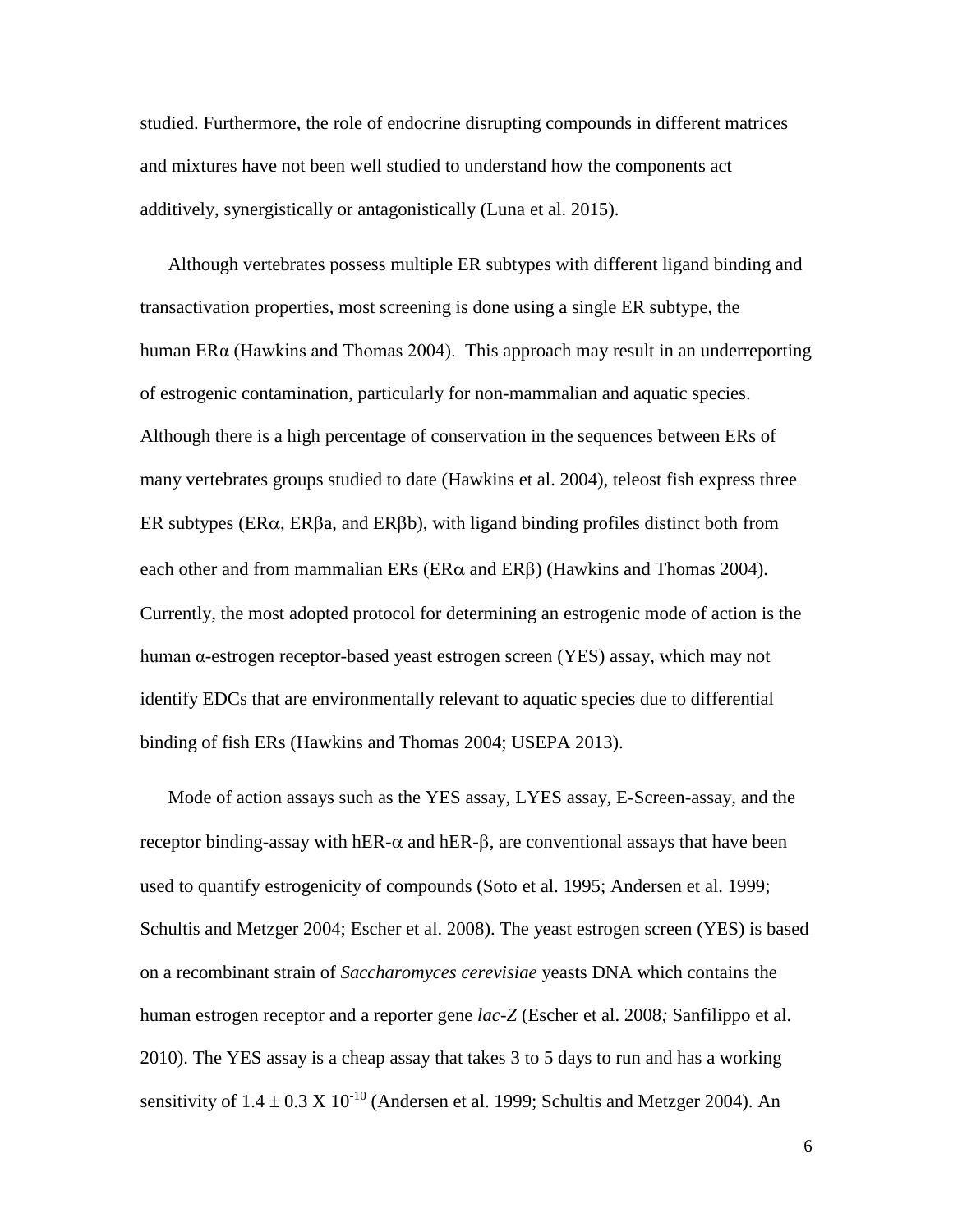studied. Furthermore, the role of endocrine disrupting compounds in different matrices and mixtures have not been well studied to understand how the components act additively, synergistically or antagonistically (Luna et al. 2015).

Although vertebrates possess multiple ER subtypes with different ligand binding and transactivation properties, most screening is done using a single ER subtype, the human ERα (Hawkins and Thomas 2004). This approach may result in an underreporting of estrogenic contamination, particularly for non-mammalian and aquatic species. Although there is a high percentage of conservation in the sequences between ERs of many vertebrates groups studied to date (Hawkins et al. 2004), teleost fish express three ER subtypes (ERα, ERβa, and ERβb), with ligand binding profiles distinct both from each other and from mammalian ERs (ERα and ERβ) (Hawkins and Thomas 2004). Currently, the most adopted protocol for determining an estrogenic mode of action is the human α-estrogen receptor-based yeast estrogen screen (YES) assay, which may not identify EDCs that are environmentally relevant to aquatic species due to differential binding of fish ERs (Hawkins and Thomas 2004; USEPA 2013).

Mode of action assays such as the YES assay, LYES assay, E-Screen-assay, and the receptor binding-assay with hER-α and hER-β, are conventional assays that have been used to quantify estrogenicity of compounds (Soto et al. 1995; Andersen et al. 1999; Schultis and Metzger 2004; Escher et al. 2008). The yeast estrogen screen (YES) is based on a recombinant strain of *Saccharomyces cerevisiae* yeasts DNA which contains the human estrogen receptor and a reporter gene *lac-Z* (Escher et al. 2008*;* Sanfilippo et al. 2010). The YES assay is a cheap assay that takes 3 to 5 days to run and has a working sensitivity of $1.4 \pm 0.3 \times 10^{-10}$ (Andersen et al. 1999; Schultis and Metzger 2004). An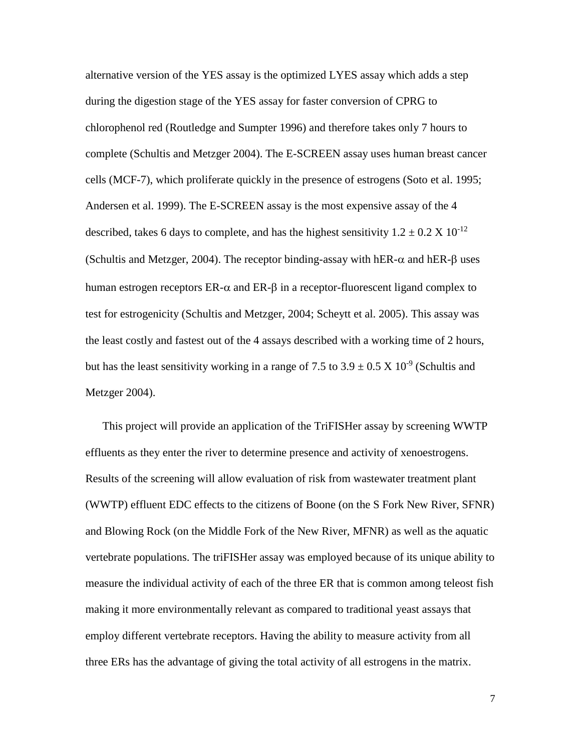alternative version of the YES assay is the optimized LYES assay which adds a step during the digestion stage of the YES assay for faster conversion of CPRG to chlorophenol red (Routledge and Sumpter 1996) and therefore takes only 7 hours to complete (Schultis and Metzger 2004). The E-SCREEN assay uses human breast cancer cells (MCF-7), which proliferate quickly in the presence of estrogens (Soto et al. 1995; Andersen et al. 1999). The E-SCREEN assay is the most expensive assay of the 4 described, takes 6 days to complete, and has the highest sensitivity $1.2 \pm 0.2 \times 10^{-12}$ (Schultis and Metzger, 2004). The receptor binding-assay with hER-$\alpha$ and hER-$\beta$ uses human estrogen receptors ER-$\alpha$ and ER-$\beta$ in a receptor-fluorescent ligand complex to test for estrogenicity (Schultis and Metzger, 2004; Scheytt et al. 2005). This assay was the least costly and fastest out of the 4 assays described with a working time of 2 hours, but has the least sensitivity working in a range of 7.5 to $3.9 \pm 0.5 \times 10^{-9}$ (Schultis and Metzger 2004).

This project will provide an application of the TriFISHer assay by screening WWTP effluents as they enter the river to determine presence and activity of xenoestrogens. Results of the screening will allow evaluation of risk from wastewater treatment plant (WWTP) effluent EDC effects to the citizens of Boone (on the S Fork New River, SFNR) and Blowing Rock (on the Middle Fork of the New River, MFNR) as well as the aquatic vertebrate populations. The triFISHer assay was employed because of its unique ability to measure the individual activity of each of the three ER that is common among teleost fish making it more environmentally relevant as compared to traditional yeast assays that employ different vertebrate receptors. Having the ability to measure activity from all three ERs has the advantage of giving the total activity of all estrogens in the matrix.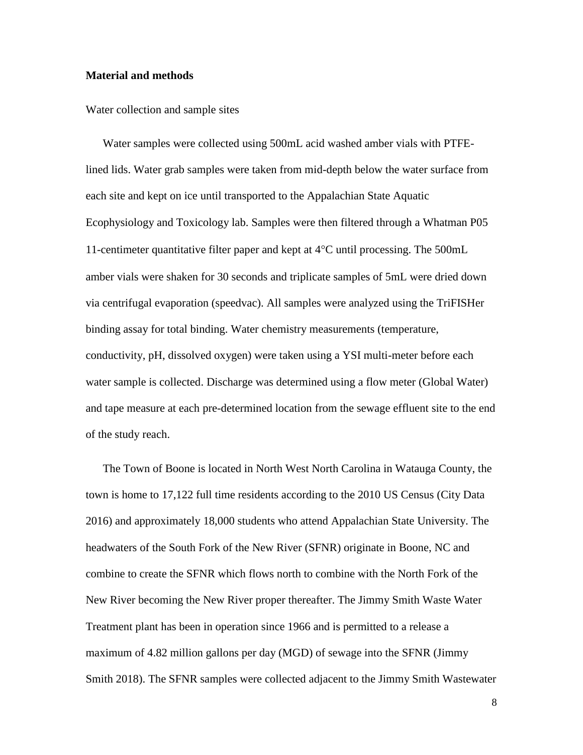**Material and methods**

Water collection and sample sites

Water samples were collected using 500mL acid washed amber vials with PTFE-lined lids. Water grab samples were taken from mid-depth below the water surface from each site and kept on ice until transported to the Appalachian State Aquatic Ecophysiology and Toxicology lab. Samples were then filtered through a Whatman P05 11-centimeter quantitative filter paper and kept at 4°C until processing. The 500mL amber vials were shaken for 30 seconds and triplicate samples of 5mL were dried down via centrifugal evaporation (speedvac). All samples were analyzed using the TriFISHer binding assay for total binding. Water chemistry measurements (temperature, conductivity, pH, dissolved oxygen) were taken using a YSI multi-meter before each water sample is collected. Discharge was determined using a flow meter (Global Water) and tape measure at each pre-determined location from the sewage effluent site to the end of the study reach.

The Town of Boone is located in North West North Carolina in Watauga County, the town is home to 17,122 full time residents according to the 2010 US Census (City Data 2016) and approximately 18,000 students who attend Appalachian State University. The headwaters of the South Fork of the New River (SFNR) originate in Boone, NC and combine to create the SFNR which flows north to combine with the North Fork of the New River becoming the New River proper thereafter. The Jimmy Smith Waste Water Treatment plant has been in operation since 1966 and is permitted to a release a maximum of 4.82 million gallons per day (MGD) of sewage into the SFNR (Jimmy Smith 2018). The SFNR samples were collected adjacent to the Jimmy Smith Wastewater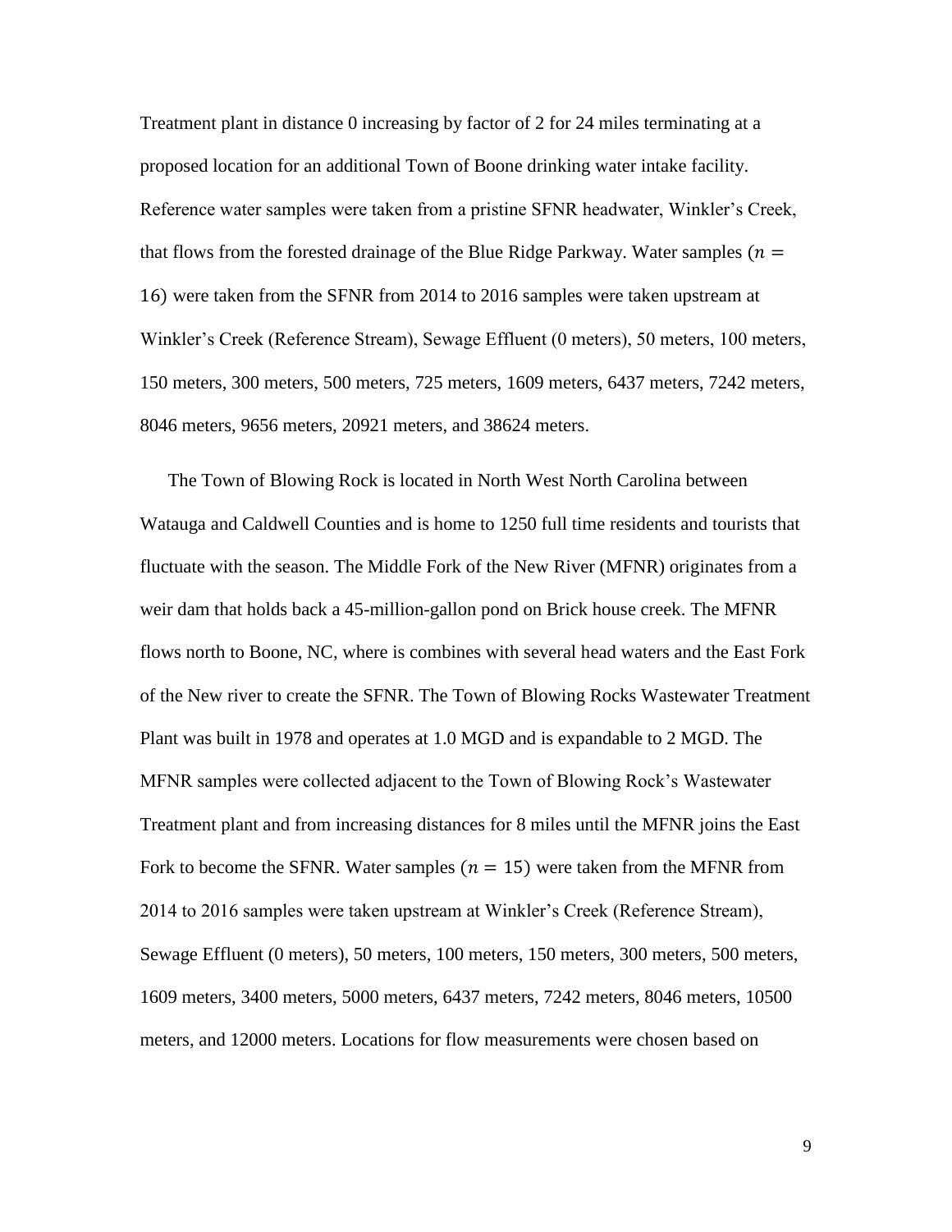Treatment plant in distance 0 increasing by factor of 2 for 24 miles terminating at a proposed location for an additional Town of Boone drinking water intake facility. Reference water samples were taken from a pristine SFNR headwater, Winkler's Creek, that flows from the forested drainage of the Blue Ridge Parkway. Water samples ($n = 16$) were taken from the SFNR from 2014 to 2016 samples were taken upstream at Winkler's Creek (Reference Stream), Sewage Effluent (0 meters), 50 meters, 100 meters, 150 meters, 300 meters, 500 meters, 725 meters, 1609 meters, 6437 meters, 7242 meters, 8046 meters, 9656 meters, 20921 meters, and 38624 meters.

The Town of Blowing Rock is located in North West North Carolina between Watauga and Caldwell Counties and is home to 1250 full time residents and tourists that fluctuate with the season. The Middle Fork of the New River (MFNR) originates from a weir dam that holds back a 45-million-gallon pond on Brick house creek. The MFNR flows north to Boone, NC, where is combines with several head waters and the East Fork of the New river to create the SFNR. The Town of Blowing Rocks Wastewater Treatment Plant was built in 1978 and operates at 1.0 MGD and is expandable to 2 MGD. The MFNR samples were collected adjacent to the Town of Blowing Rock's Wastewater Treatment plant and from increasing distances for 8 miles until the MFNR joins the East Fork to become the SFNR. Water samples ($n = 15$) were taken from the MFNR from 2014 to 2016 samples were taken upstream at Winkler's Creek (Reference Stream), Sewage Effluent (0 meters), 50 meters, 100 meters, 150 meters, 300 meters, 500 meters, 1609 meters, 3400 meters, 5000 meters, 6437 meters, 7242 meters, 8046 meters, 10500 meters, and 12000 meters. Locations for flow measurements were chosen based on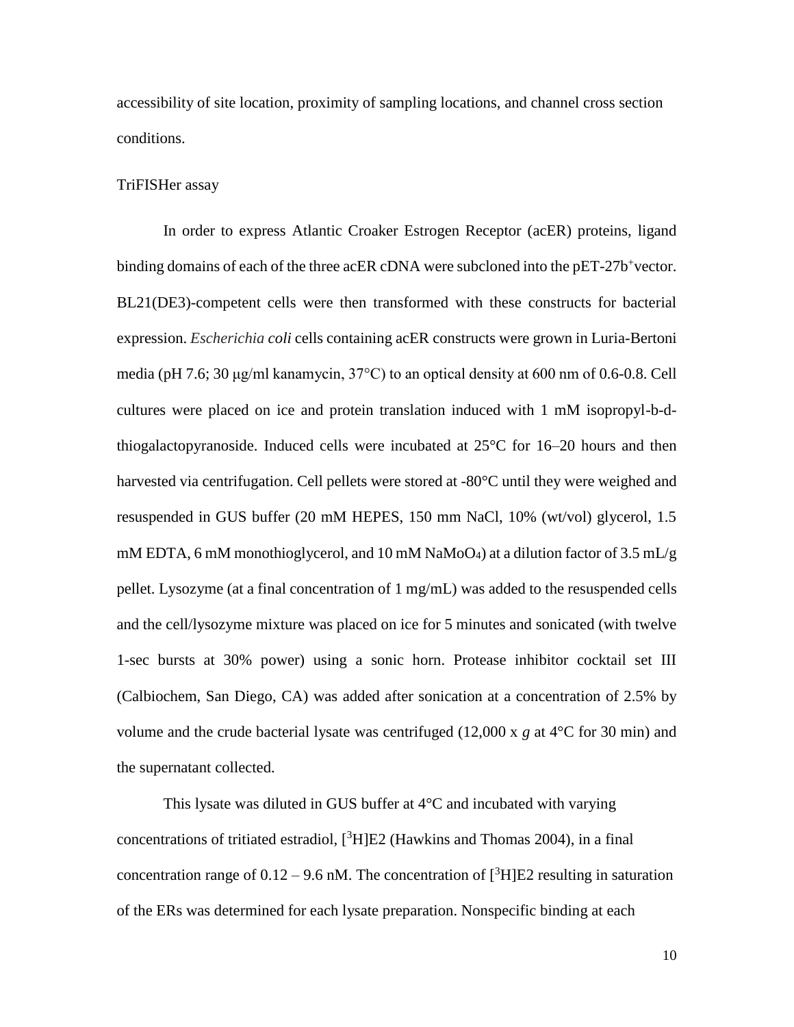accessibility of site location, proximity of sampling locations, and channel cross section conditions.

TriFISHer assay

In order to express Atlantic Croaker Estrogen Receptor (acER) proteins, ligand binding domains of each of the three acER cDNA were subcloned into the pET-27b$^+$vector. BL21(DE3)-competent cells were then transformed with these constructs for bacterial expression. *Escherichia coli* cells containing acER constructs were grown in Luria-Bertoni media (pH 7.6; 30 μg/ml kanamycin, 37°C) to an optical density at 600 nm of 0.6-0.8. Cell cultures were placed on ice and protein translation induced with 1 mM isopropyl-b-d-thiogalactopyranoside. Induced cells were incubated at 25°C for 16–20 hours and then harvested via centrifugation. Cell pellets were stored at -80°C until they were weighed and resuspended in GUS buffer (20 mM HEPES, 150 mm NaCl, 10% (wt/vol) glycerol, 1.5 mM EDTA, 6 mM monothioglycerol, and 10 mM $NaMoO_4$) at a dilution factor of 3.5 mL/g pellet. Lysozyme (at a final concentration of 1 mg/mL) was added to the resuspended cells and the cell/lysozyme mixture was placed on ice for 5 minutes and sonicated (with twelve 1-sec bursts at 30% power) using a sonic horn. Protease inhibitor cocktail set III (Calbiochem, San Diego, CA) was added after sonication at a concentration of 2.5% by volume and the crude bacterial lysate was centrifuged (12,000 x *g* at 4°C for 30 min) and the supernatant collected.

This lysate was diluted in GUS buffer at 4°C and incubated with varying concentrations of tritiated estradiol, [$^3$H]E2 (Hawkins and Thomas 2004), in a final concentration range of 0.12 – 9.6 nM. The concentration of [$^3$H]E2 resulting in saturation of the ERs was determined for each lysate preparation. Nonspecific binding at each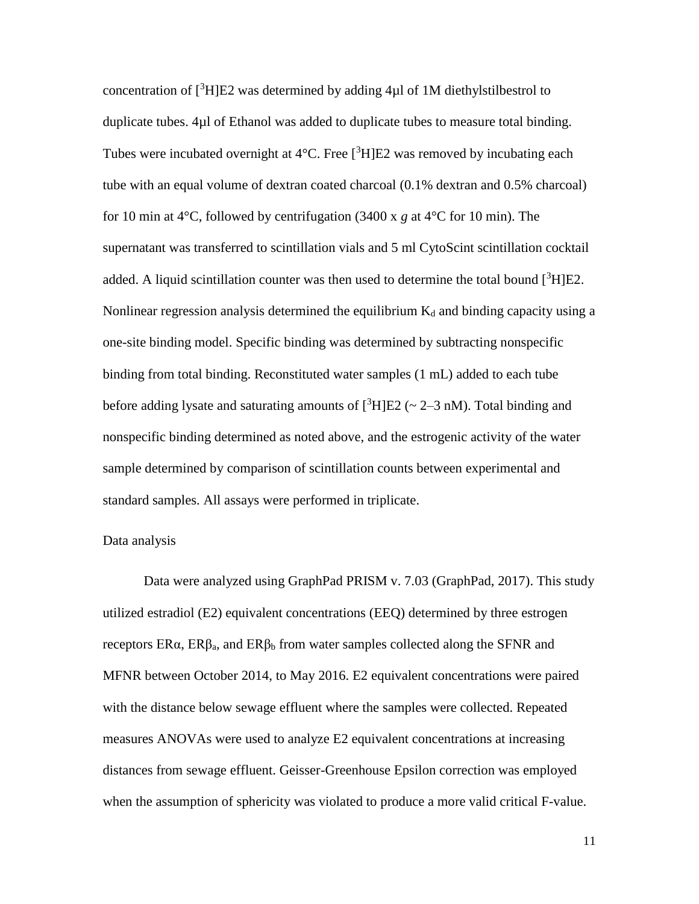concentration of $[^3H]E2$ was determined by adding 4μl of 1M diethylstilbestrol to duplicate tubes. 4μl of Ethanol was added to duplicate tubes to measure total binding. Tubes were incubated overnight at 4°C. Free $[^3H]E2$ was removed by incubating each tube with an equal volume of dextran coated charcoal (0.1% dextran and 0.5% charcoal) for 10 min at 4°C, followed by centrifugation (3400 x *g* at 4°C for 10 min). The supernatant was transferred to scintillation vials and 5 ml CytoScint scintillation cocktail added. A liquid scintillation counter was then used to determine the total bound $[^3H]E2$. Nonlinear regression analysis determined the equilibrium $K_d$ and binding capacity using a one-site binding model. Specific binding was determined by subtracting nonspecific binding from total binding. Reconstituted water samples (1 mL) added to each tube before adding lysate and saturating amounts of $[^3H]E2$ (~ 2–3 nM). Total binding and nonspecific binding determined as noted above, and the estrogenic activity of the water sample determined by comparison of scintillation counts between experimental and standard samples. All assays were performed in triplicate.

Data analysis

Data were analyzed using GraphPad PRISM v. 7.03 (GraphPad, 2017). This study utilized estradiol (E2) equivalent concentrations (EEQ) determined by three estrogen receptors ERα, $ER\beta_a$, and $ER\beta_b$ from water samples collected along the SFNR and MFNR between October 2014, to May 2016. E2 equivalent concentrations were paired with the distance below sewage effluent where the samples were collected. Repeated measures ANOVAs were used to analyze E2 equivalent concentrations at increasing distances from sewage effluent. Geisser-Greenhouse Epsilon correction was employed when the assumption of sphericity was violated to produce a more valid critical F-value.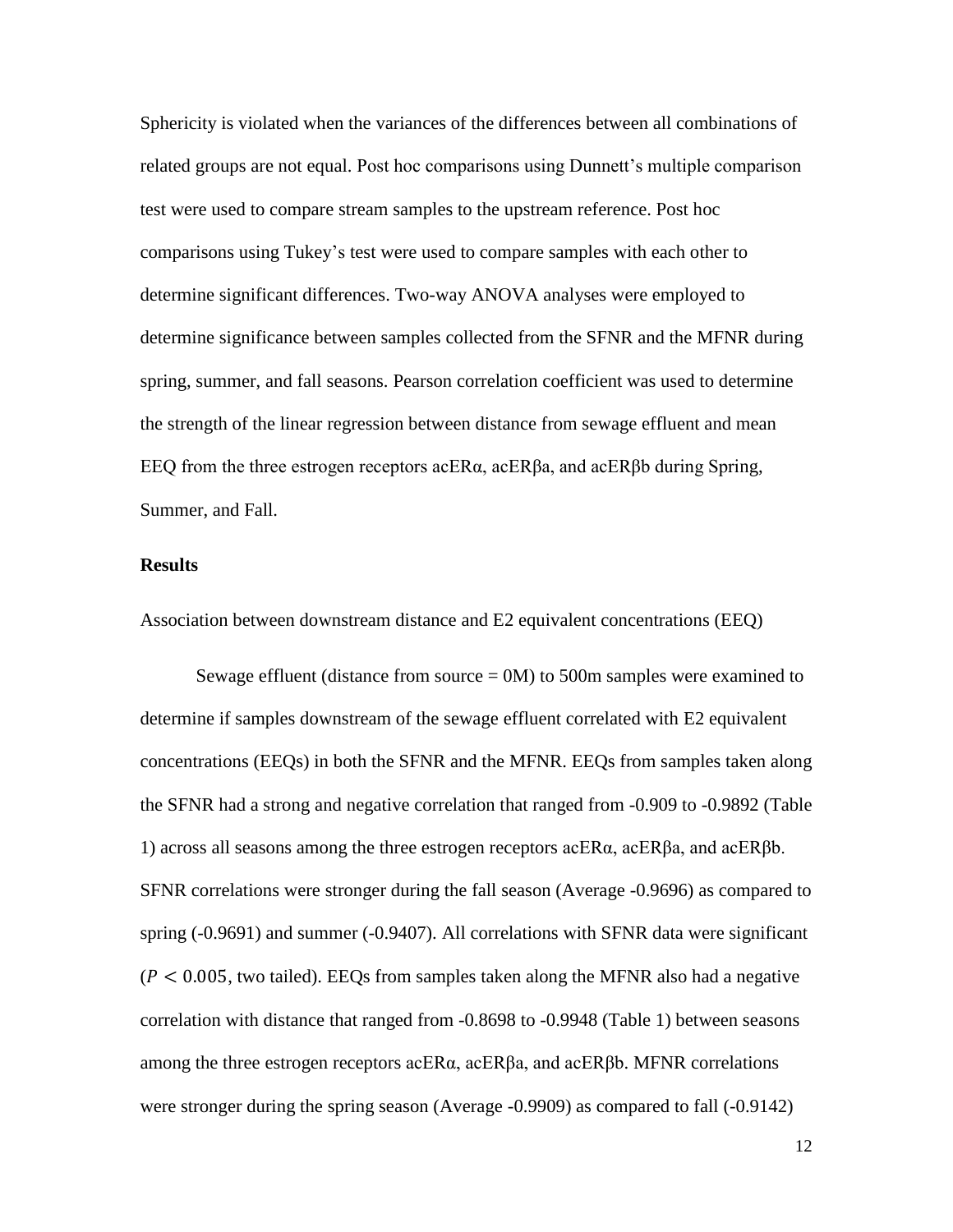Sphericity is violated when the variances of the differences between all combinations of related groups are not equal. Post hoc comparisons using Dunnett's multiple comparison test were used to compare stream samples to the upstream reference. Post hoc comparisons using Tukey's test were used to compare samples with each other to determine significant differences. Two-way ANOVA analyses were employed to determine significance between samples collected from the SFNR and the MFNR during spring, summer, and fall seasons. Pearson correlation coefficient was used to determine the strength of the linear regression between distance from sewage effluent and mean EEQ from the three estrogen receptors acERα, acERβa, and acERβb during Spring, Summer, and Fall.

## Results

Association between downstream distance and E2 equivalent concentrations (EEQ)

Sewage effluent (distance from source = 0M) to 500m samples were examined to determine if samples downstream of the sewage effluent correlated with E2 equivalent concentrations (EEQs) in both the SFNR and the MFNR. EEQs from samples taken along the SFNR had a strong and negative correlation that ranged from -0.909 to -0.9892 (Table 1) across all seasons among the three estrogen receptors acERα, acERβa, and acERβb. SFNR correlations were stronger during the fall season (Average -0.9696) as compared to spring (-0.9691) and summer (-0.9407). All correlations with SFNR data were significant ($P < 0.005$, two tailed). EEQs from samples taken along the MFNR also had a negative correlation with distance that ranged from -0.8698 to -0.9948 (Table 1) between seasons among the three estrogen receptors acERα, acERβa, and acERβb. MFNR correlations were stronger during the spring season (Average -0.9909) as compared to fall (-0.9142)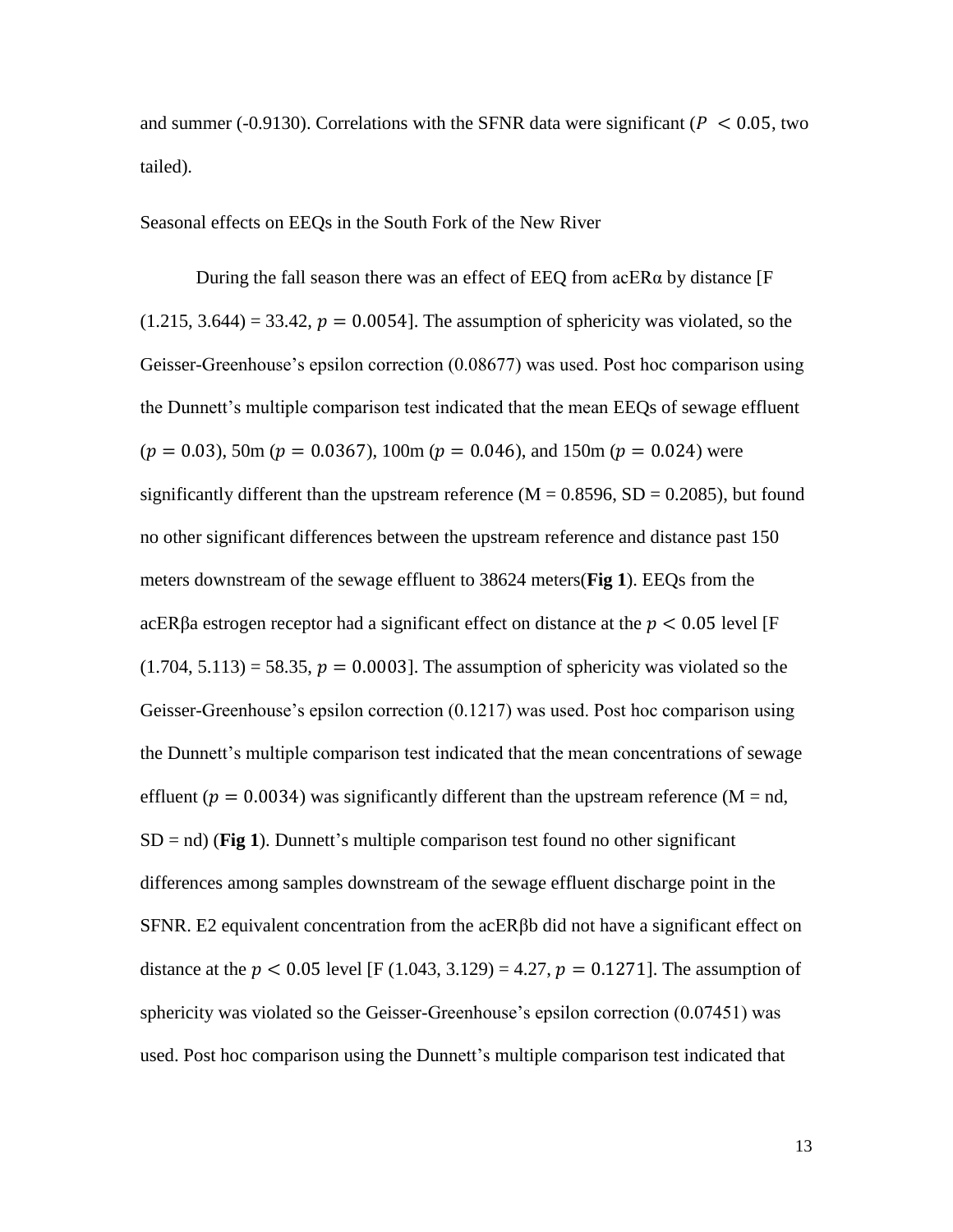and summer (-0.9130). Correlations with the SFNR data were significant ($P < 0.05$, two tailed).

Seasonal effects on EEQs in the South Fork of the New River

During the fall season there was an effect of EEQ from acERα by distance [F (1.215, 3.644) = 33.42, $p = 0.0054$]. The assumption of sphericity was violated, so the Geisser-Greenhouse's epsilon correction (0.08677) was used. Post hoc comparison using the Dunnett's multiple comparison test indicated that the mean EEQs of sewage effluent ($p = 0.03$), 50m ($p = 0.0367$), 100m ($p = 0.046$), and 150m ($p = 0.024$) were significantly different than the upstream reference (M = 0.8596, SD = 0.2085), but found no other significant differences between the upstream reference and distance past 150 meters downstream of the sewage effluent to 38624 meters(**Fig 1**). EEQs from the acERβa estrogen receptor had a significant effect on distance at the $p < 0.05$ level [F (1.704, 5.113) = 58.35, $p = 0.0003$]. The assumption of sphericity was violated so the Geisser-Greenhouse's epsilon correction (0.1217) was used. Post hoc comparison using the Dunnett's multiple comparison test indicated that the mean concentrations of sewage effluent ($p = 0.0034$) was significantly different than the upstream reference (M = nd, SD = nd) (**Fig 1**). Dunnett's multiple comparison test found no other significant differences among samples downstream of the sewage effluent discharge point in the SFNR. E2 equivalent concentration from the acERβb did not have a significant effect on distance at the $p < 0.05$ level [F (1.043, 3.129) = 4.27, $p = 0.1271$]. The assumption of sphericity was violated so the Geisser-Greenhouse's epsilon correction (0.07451) was used. Post hoc comparison using the Dunnett's multiple comparison test indicated that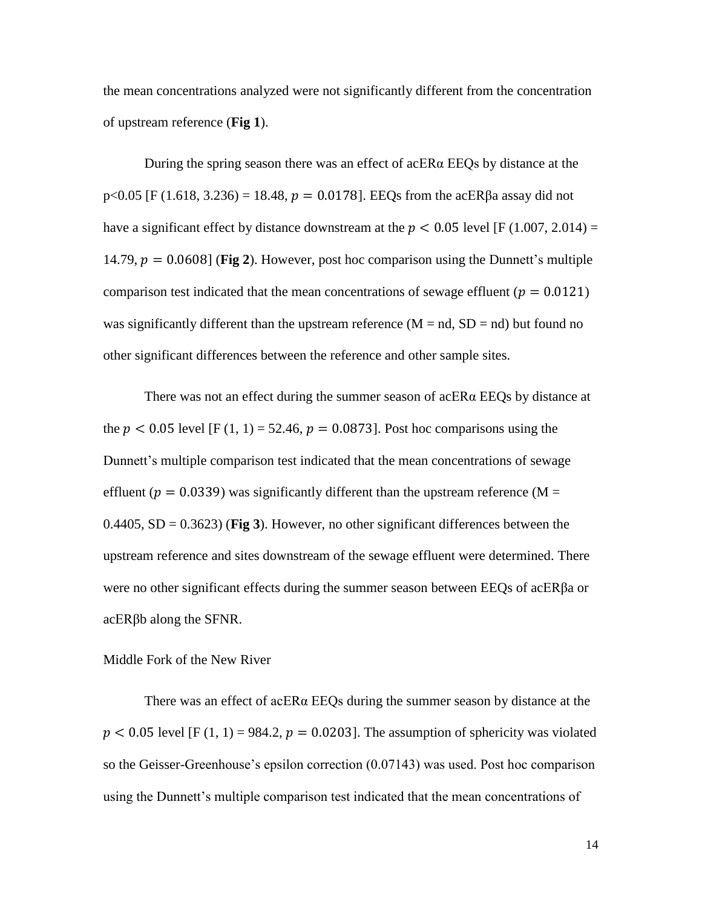the mean concentrations analyzed were not significantly different from the concentration of upstream reference (**Fig 1**).

During the spring season there was an effect of acERα EEQs by distance at the p<0.05 [F (1.618, 3.236) = 18.48, $p = 0.0178$]. EEQs from the acERβa assay did not have a significant effect by distance downstream at the $p < 0.05$ level [F (1.007, 2.014) = 14.79, $p = 0.0608$] (**Fig 2**). However, post hoc comparison using the Dunnett's multiple comparison test indicated that the mean concentrations of sewage effluent ($p = 0.0121$) was significantly different than the upstream reference (M = nd, SD = nd) but found no other significant differences between the reference and other sample sites.

There was not an effect during the summer season of acERα EEQs by distance at the $p < 0.05$ level [F (1, 1) = 52.46, $p = 0.0873$]. Post hoc comparisons using the Dunnett's multiple comparison test indicated that the mean concentrations of sewage effluent ($p = 0.0339$) was significantly different than the upstream reference (M = 0.4405, SD = 0.3623) (**Fig 3**). However, no other significant differences between the upstream reference and sites downstream of the sewage effluent were determined. There were no other significant effects during the summer season between EEQs of acERβa or acERβb along the SFNR.

Middle Fork of the New River

There was an effect of acERα EEQs during the summer season by distance at the $p < 0.05$ level [F (1, 1) = 984.2, $p = 0.0203$]. The assumption of sphericity was violated so the Geisser-Greenhouse's epsilon correction (0.07143) was used. Post hoc comparison using the Dunnett's multiple comparison test indicated that the mean concentrations of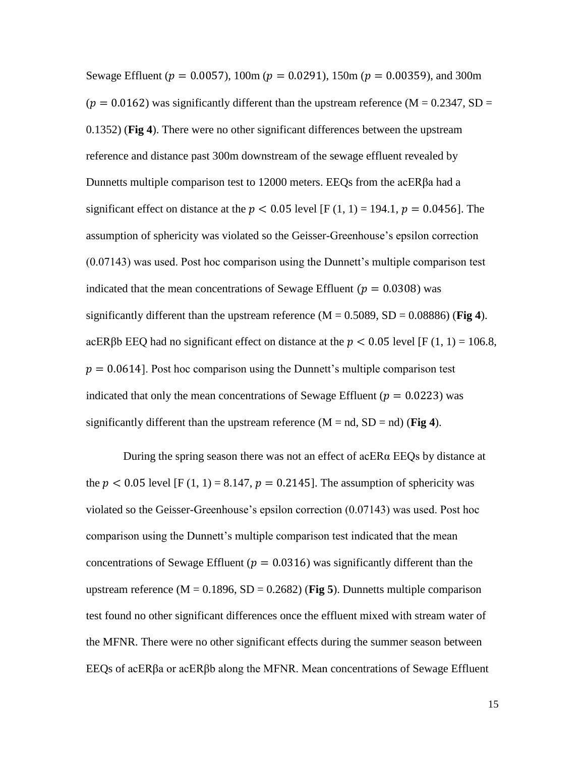Sewage Effluent ($p = 0.0057$), 100m ($p = 0.0291$), 150m ($p = 0.00359$), and 300m ($p = 0.0162$) was significantly different than the upstream reference (M = 0.2347, SD = 0.1352) (**Fig 4**). There were no other significant differences between the upstream reference and distance past 300m downstream of the sewage effluent revealed by Dunnetts multiple comparison test to 12000 meters. EEQs from the acERβa had a significant effect on distance at the $p < 0.05$ level [F (1, 1) = 194.1, $p = 0.0456$]. The assumption of sphericity was violated so the Geisser-Greenhouse's epsilon correction (0.07143) was used. Post hoc comparison using the Dunnett's multiple comparison test indicated that the mean concentrations of Sewage Effluent ($p = 0.0308$) was significantly different than the upstream reference (M = 0.5089, SD = 0.08886) (**Fig 4**). acERβb EEQ had no significant effect on distance at the $p < 0.05$ level [F (1, 1) = 106.8, $p = 0.0614$]. Post hoc comparison using the Dunnett's multiple comparison test indicated that only the mean concentrations of Sewage Effluent ($p = 0.0223$) was significantly different than the upstream reference (M = nd, SD = nd) (**Fig 4**).

During the spring season there was not an effect of acERα EEQs by distance at the $p < 0.05$ level [F (1, 1) = 8.147, $p = 0.2145$]. The assumption of sphericity was violated so the Geisser-Greenhouse's epsilon correction (0.07143) was used. Post hoc comparison using the Dunnett's multiple comparison test indicated that the mean concentrations of Sewage Effluent ($p = 0.0316$) was significantly different than the upstream reference (M = 0.1896, SD = 0.2682) (**Fig 5**). Dunnetts multiple comparison test found no other significant differences once the effluent mixed with stream water of the MFNR. There were no other significant effects during the summer season between EEQs of acERβa or acERβb along the MFNR. Mean concentrations of Sewage Effluent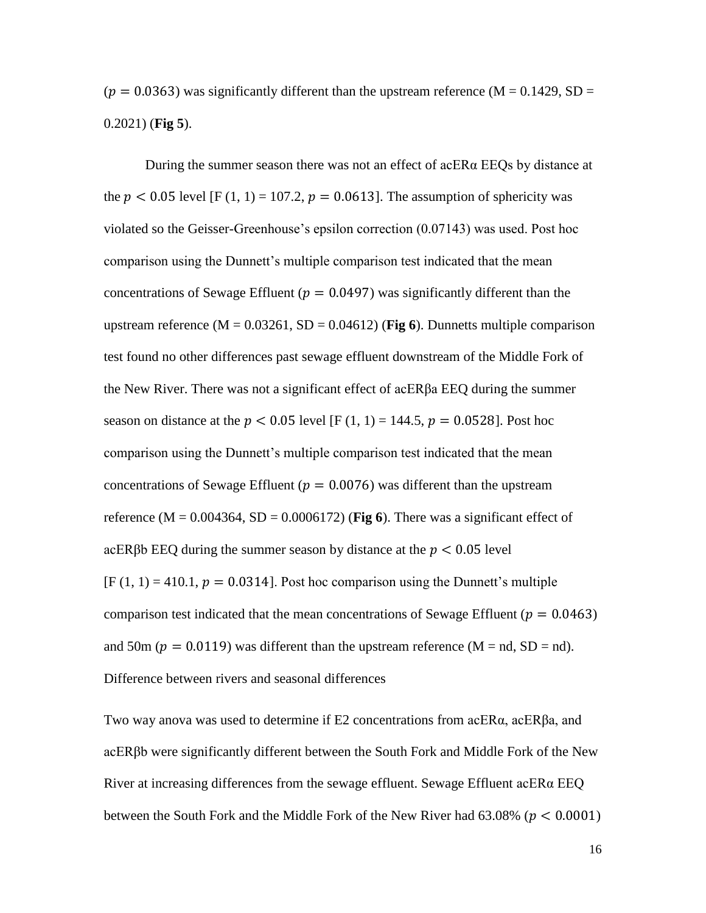($p = 0.0363$) was significantly different than the upstream reference (M = 0.1429, SD = 0.2021) (**Fig 5**).

During the summer season there was not an effect of acERα EEQs by distance at the $p < 0.05$ level [F (1, 1) = 107.2, $p = 0.0613$]. The assumption of sphericity was violated so the Geisser-Greenhouse's epsilon correction (0.07143) was used. Post hoc comparison using the Dunnett's multiple comparison test indicated that the mean concentrations of Sewage Effluent ($p = 0.0497$) was significantly different than the upstream reference (M = 0.03261, SD = 0.04612) (**Fig 6**). Dunnetts multiple comparison test found no other differences past sewage effluent downstream of the Middle Fork of the New River. There was not a significant effect of acERβa EEQ during the summer season on distance at the $p < 0.05$ level [F (1, 1) = 144.5, $p = 0.0528$]. Post hoc comparison using the Dunnett's multiple comparison test indicated that the mean concentrations of Sewage Effluent ($p = 0.0076$) was different than the upstream reference (M = 0.004364, SD = 0.0006172) (**Fig 6**). There was a significant effect of acERβb EEQ during the summer season by distance at the $p < 0.05$ level [F (1, 1) = 410.1, $p = 0.0314$]. Post hoc comparison using the Dunnett's multiple comparison test indicated that the mean concentrations of Sewage Effluent ($p = 0.0463$) and 50m ($p = 0.0119$) was different than the upstream reference (M = nd, SD = nd).

Difference between rivers and seasonal differences

Two way anova was used to determine if E2 concentrations from acERα, acERβa, and acERβb were significantly different between the South Fork and Middle Fork of the New River at increasing differences from the sewage effluent. Sewage Effluent acERα EEQ between the South Fork and the Middle Fork of the New River had 63.08% ($p < 0.0001$)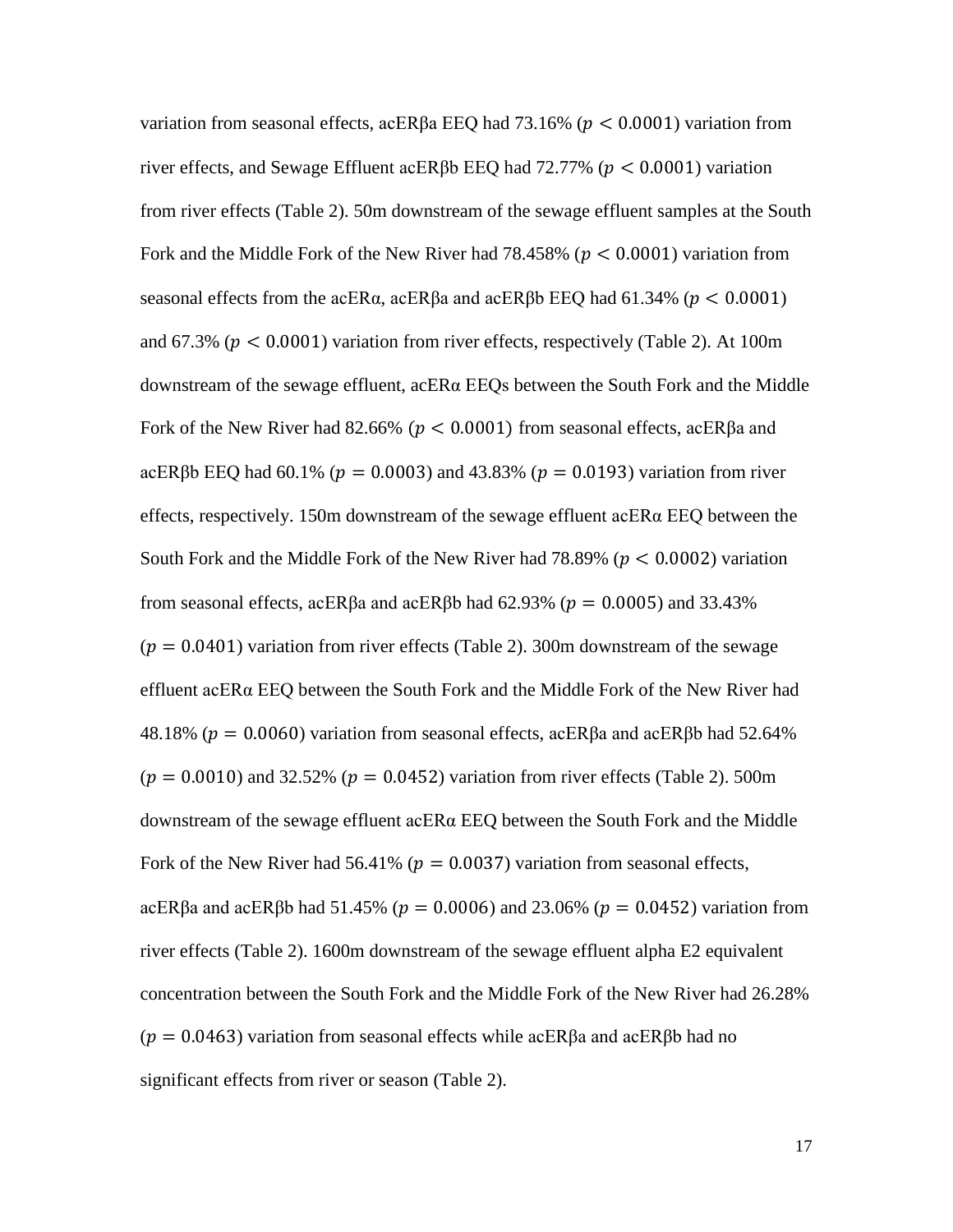variation from seasonal effects, acERβa EEQ had 73.16% ($p < 0.0001$) variation from river effects, and Sewage Effluent acERβb EEQ had 72.77% ($p < 0.0001$) variation from river effects (Table 2). 50m downstream of the sewage effluent samples at the South Fork and the Middle Fork of the New River had 78.458% ($p < 0.0001$) variation from seasonal effects from the acERα, acERβa and acERβb EEQ had 61.34% ($p < 0.0001$) and 67.3% ($p < 0.0001$) variation from river effects, respectively (Table 2). At 100m downstream of the sewage effluent, acERα EEQs between the South Fork and the Middle Fork of the New River had 82.66% ($p < 0.0001$) from seasonal effects, acERβa and acERβb EEQ had 60.1% ($p = 0.0003$) and 43.83% ($p = 0.0193$) variation from river effects, respectively. 150m downstream of the sewage effluent acERα EEQ between the South Fork and the Middle Fork of the New River had 78.89% ($p < 0.0002$) variation from seasonal effects, acERβa and acERβb had 62.93% ($p = 0.0005$) and 33.43% ($p = 0.0401$) variation from river effects (Table 2). 300m downstream of the sewage effluent acERα EEQ between the South Fork and the Middle Fork of the New River had 48.18% ($p = 0.0060$) variation from seasonal effects, acERβa and acERβb had 52.64% ($p = 0.0010$) and 32.52% ($p = 0.0452$) variation from river effects (Table 2). 500m downstream of the sewage effluent acERα EEQ between the South Fork and the Middle Fork of the New River had 56.41% ($p = 0.0037$) variation from seasonal effects, acERβa and acERβb had 51.45% ($p = 0.0006$) and 23.06% ($p = 0.0452$) variation from river effects (Table 2). 1600m downstream of the sewage effluent alpha E2 equivalent concentration between the South Fork and the Middle Fork of the New River had 26.28% ($p = 0.0463$) variation from seasonal effects while acERβa and acERβb had no significant effects from river or season (Table 2).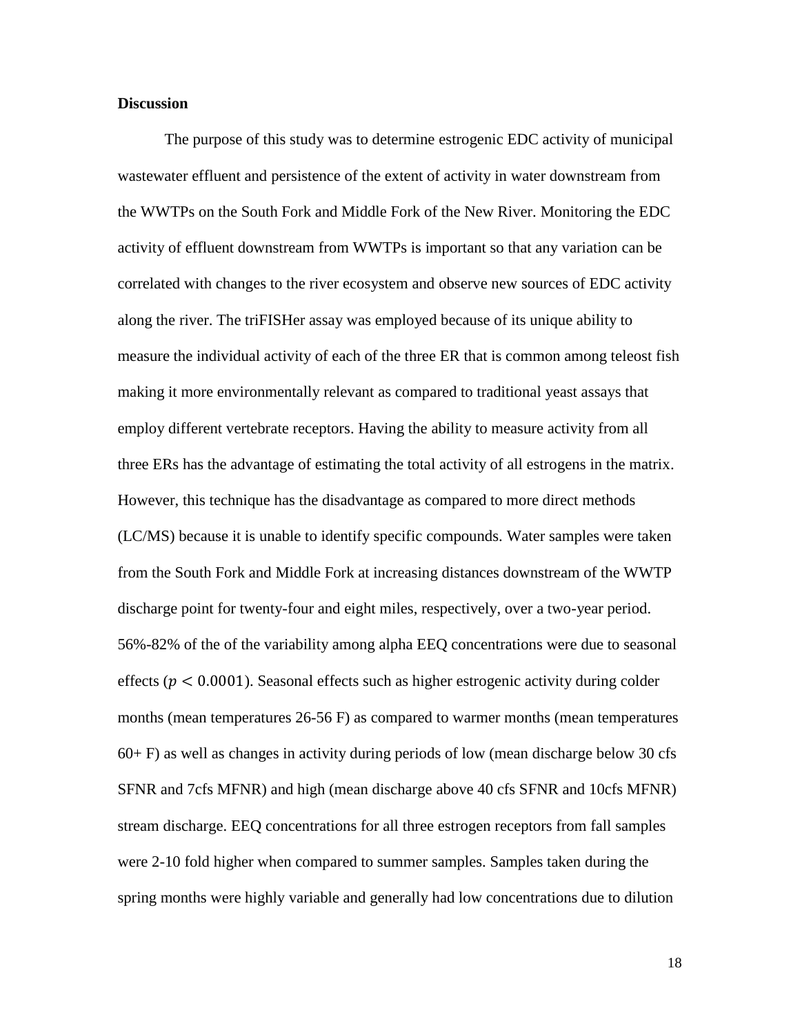## Discussion

The purpose of this study was to determine estrogenic EDC activity of municipal wastewater effluent and persistence of the extent of activity in water downstream from the WWTPs on the South Fork and Middle Fork of the New River. Monitoring the EDC activity of effluent downstream from WWTPs is important so that any variation can be correlated with changes to the river ecosystem and observe new sources of EDC activity along the river. The triFISHer assay was employed because of its unique ability to measure the individual activity of each of the three ER that is common among teleost fish making it more environmentally relevant as compared to traditional yeast assays that employ different vertebrate receptors. Having the ability to measure activity from all three ERs has the advantage of estimating the total activity of all estrogens in the matrix. However, this technique has the disadvantage as compared to more direct methods (LC/MS) because it is unable to identify specific compounds. Water samples were taken from the South Fork and Middle Fork at increasing distances downstream of the WWTP discharge point for twenty-four and eight miles, respectively, over a two-year period. 56%-82% of the of the variability among alpha EEQ concentrations were due to seasonal effects ($p < 0.0001$). Seasonal effects such as higher estrogenic activity during colder months (mean temperatures 26-56 F) as compared to warmer months (mean temperatures 60+ F) as well as changes in activity during periods of low (mean discharge below 30 cfs SFNR and 7cfs MFNR) and high (mean discharge above 40 cfs SFNR and 10cfs MFNR) stream discharge. EEQ concentrations for all three estrogen receptors from fall samples were 2-10 fold higher when compared to summer samples. Samples taken during the spring months were highly variable and generally had low concentrations due to dilution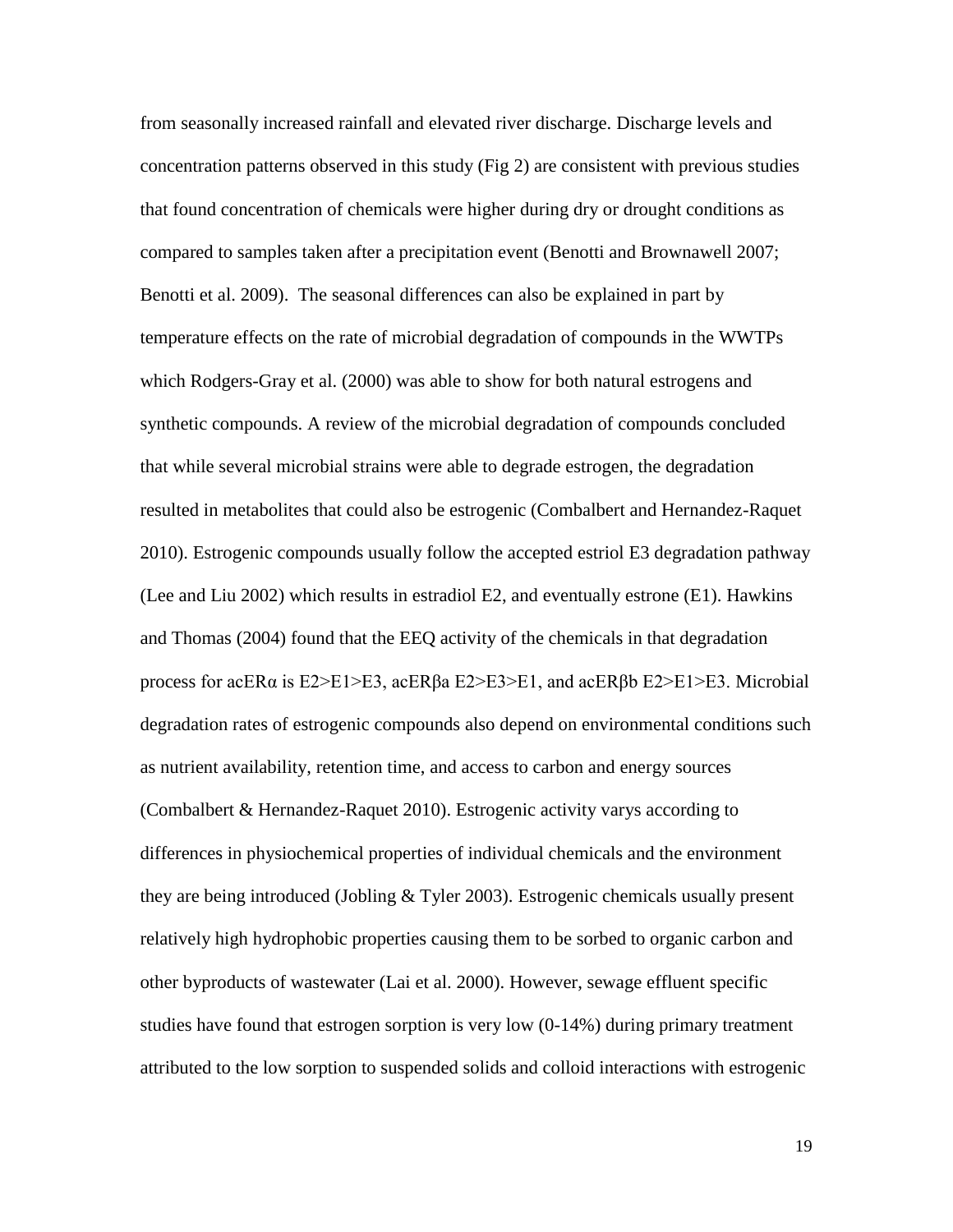from seasonally increased rainfall and elevated river discharge. Discharge levels and concentration patterns observed in this study (Fig 2) are consistent with previous studies that found concentration of chemicals were higher during dry or drought conditions as compared to samples taken after a precipitation event (Benotti and Brownawell 2007; Benotti et al. 2009). The seasonal differences can also be explained in part by temperature effects on the rate of microbial degradation of compounds in the WWTPs which Rodgers-Gray et al. (2000) was able to show for both natural estrogens and synthetic compounds. A review of the microbial degradation of compounds concluded that while several microbial strains were able to degrade estrogen, the degradation resulted in metabolites that could also be estrogenic (Combalbert and Hernandez-Raquet 2010). Estrogenic compounds usually follow the accepted estriol E3 degradation pathway (Lee and Liu 2002) which results in estradiol E2, and eventually estrone (E1). Hawkins and Thomas (2004) found that the EEQ activity of the chemicals in that degradation process for acERα is E2>E1>E3, acERβa E2>E3>E1, and acERβb E2>E1>E3. Microbial degradation rates of estrogenic compounds also depend on environmental conditions such as nutrient availability, retention time, and access to carbon and energy sources (Combalbert & Hernandez-Raquet 2010). Estrogenic activity varys according to differences in physiochemical properties of individual chemicals and the environment they are being introduced (Jobling & Tyler 2003). Estrogenic chemicals usually present relatively high hydrophobic properties causing them to be sorbed to organic carbon and other byproducts of wastewater (Lai et al. 2000). However, sewage effluent specific studies have found that estrogen sorption is very low (0-14%) during primary treatment attributed to the low sorption to suspended solids and colloid interactions with estrogenic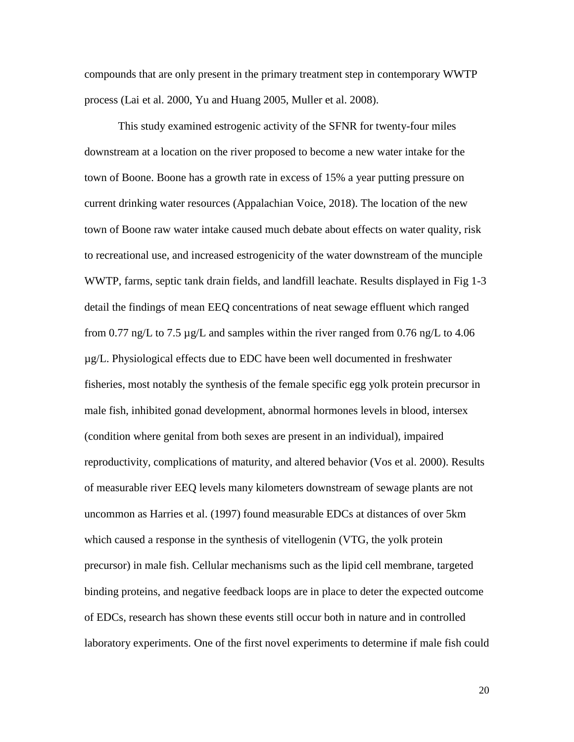compounds that are only present in the primary treatment step in contemporary WWTP process (Lai et al. 2000, Yu and Huang 2005, Muller et al. 2008).

This study examined estrogenic activity of the SFNR for twenty-four miles downstream at a location on the river proposed to become a new water intake for the town of Boone. Boone has a growth rate in excess of 15% a year putting pressure on current drinking water resources (Appalachian Voice, 2018). The location of the new town of Boone raw water intake caused much debate about effects on water quality, risk to recreational use, and increased estrogenicity of the water downstream of the munciple WWTP, farms, septic tank drain fields, and landfill leachate. Results displayed in Fig 1-3 detail the findings of mean EEQ concentrations of neat sewage effluent which ranged from 0.77 ng/L to 7.5 µg/L and samples within the river ranged from 0.76 ng/L to 4.06 µg/L. Physiological effects due to EDC have been well documented in freshwater fisheries, most notably the synthesis of the female specific egg yolk protein precursor in male fish, inhibited gonad development, abnormal hormones levels in blood, intersex (condition where genital from both sexes are present in an individual), impaired reproductivity, complications of maturity, and altered behavior (Vos et al. 2000). Results of measurable river EEQ levels many kilometers downstream of sewage plants are not uncommon as Harries et al. (1997) found measurable EDCs at distances of over 5km which caused a response in the synthesis of vitellogenin (VTG, the yolk protein precursor) in male fish. Cellular mechanisms such as the lipid cell membrane, targeted binding proteins, and negative feedback loops are in place to deter the expected outcome of EDCs, research has shown these events still occur both in nature and in controlled laboratory experiments. One of the first novel experiments to determine if male fish could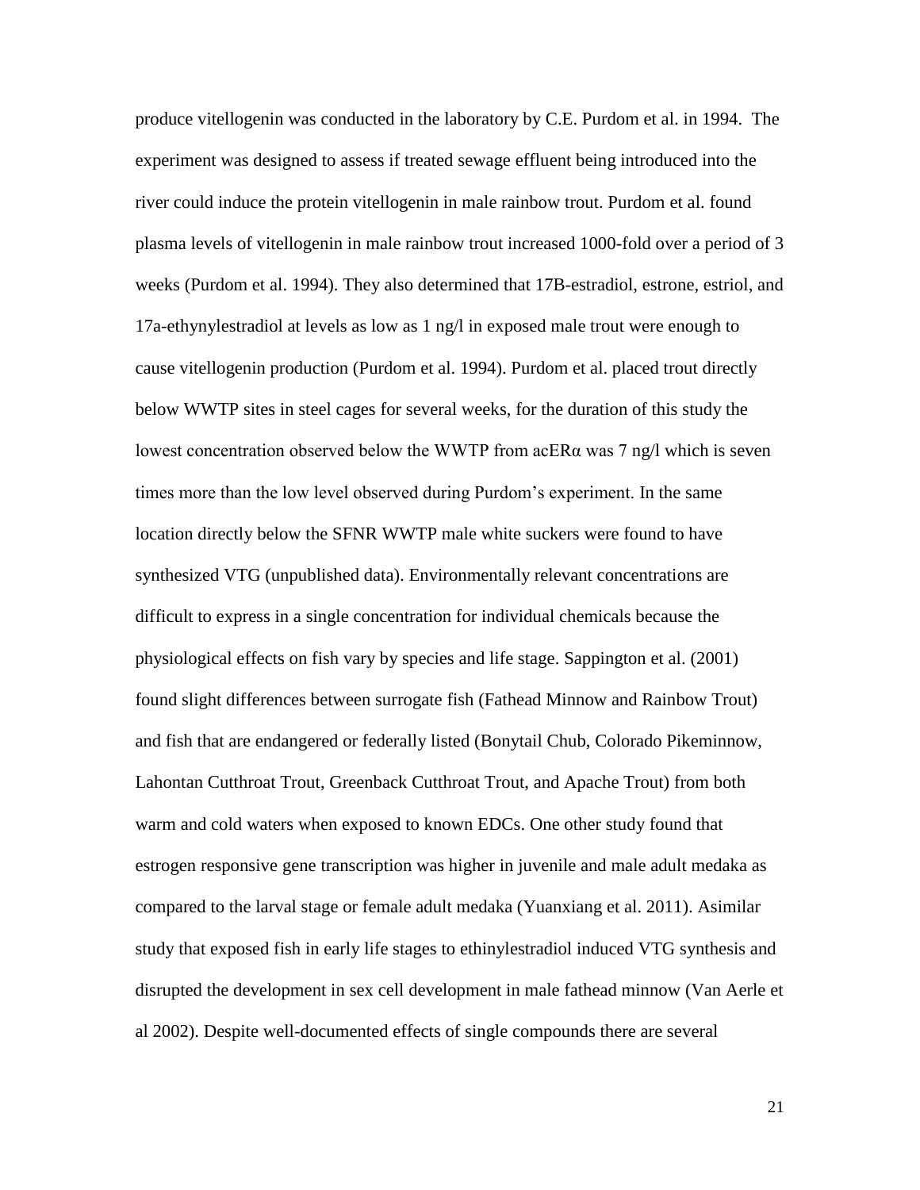produce vitellogenin was conducted in the laboratory by C.E. Purdom et al. in 1994. The experiment was designed to assess if treated sewage effluent being introduced into the river could induce the protein vitellogenin in male rainbow trout. Purdom et al. found plasma levels of vitellogenin in male rainbow trout increased 1000-fold over a period of 3 weeks (Purdom et al. 1994). They also determined that 17B-estradiol, estrone, estriol, and 17a-ethynylestradiol at levels as low as 1 ng/l in exposed male trout were enough to cause vitellogenin production (Purdom et al. 1994). Purdom et al. placed trout directly below WWTP sites in steel cages for several weeks, for the duration of this study the lowest concentration observed below the WWTP from acERα was 7 ng/l which is seven times more than the low level observed during Purdom's experiment. In the same location directly below the SFNR WWTP male white suckers were found to have synthesized VTG (unpublished data). Environmentally relevant concentrations are difficult to express in a single concentration for individual chemicals because the physiological effects on fish vary by species and life stage. Sappington et al. (2001) found slight differences between surrogate fish (Fathead Minnow and Rainbow Trout) and fish that are endangered or federally listed (Bonytail Chub, Colorado Pikeminnow, Lahontan Cutthroat Trout, Greenback Cutthroat Trout, and Apache Trout) from both warm and cold waters when exposed to known EDCs. One other study found that estrogen responsive gene transcription was higher in juvenile and male adult medaka as compared to the larval stage or female adult medaka (Yuanxiang et al. 2011). Asimilar study that exposed fish in early life stages to ethinylestradiol induced VTG synthesis and disrupted the development in sex cell development in male fathead minnow (Van Aerle et al 2002). Despite well-documented effects of single compounds there are several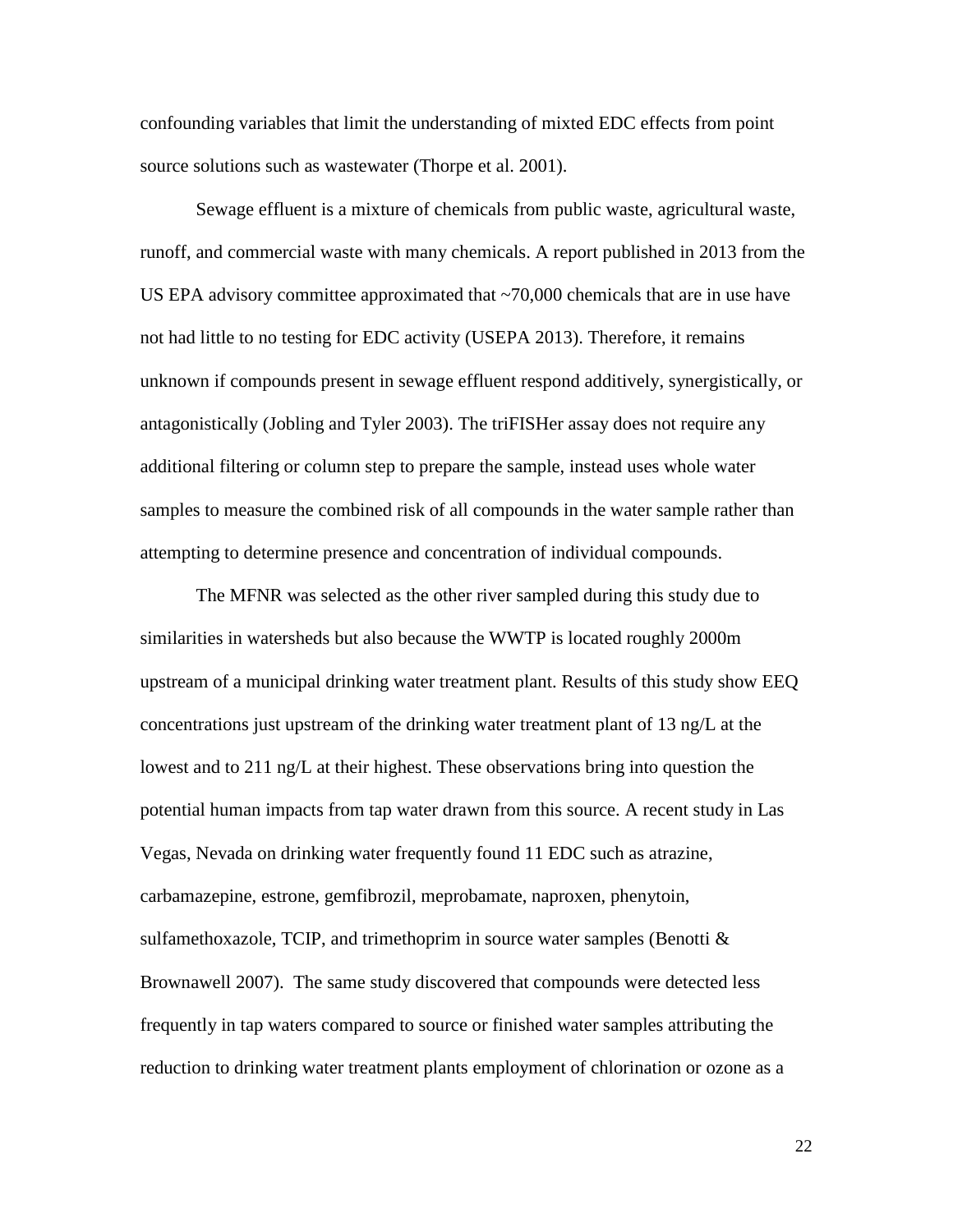confounding variables that limit the understanding of mixted EDC effects from point source solutions such as wastewater (Thorpe et al. 2001).

Sewage effluent is a mixture of chemicals from public waste, agricultural waste, runoff, and commercial waste with many chemicals. A report published in 2013 from the US EPA advisory committee approximated that ~70,000 chemicals that are in use have not had little to no testing for EDC activity (USEPA 2013). Therefore, it remains unknown if compounds present in sewage effluent respond additively, synergistically, or antagonistically (Jobling and Tyler 2003). The triFISHer assay does not require any additional filtering or column step to prepare the sample, instead uses whole water samples to measure the combined risk of all compounds in the water sample rather than attempting to determine presence and concentration of individual compounds.

The MFNR was selected as the other river sampled during this study due to similarities in watersheds but also because the WWTP is located roughly 2000m upstream of a municipal drinking water treatment plant. Results of this study show EEQ concentrations just upstream of the drinking water treatment plant of 13 ng/L at the lowest and to 211 ng/L at their highest. These observations bring into question the potential human impacts from tap water drawn from this source. A recent study in Las Vegas, Nevada on drinking water frequently found 11 EDC such as atrazine, carbamazepine, estrone, gemfibrozil, meprobamate, naproxen, phenytoin, sulfamethoxazole, TCIP, and trimethoprim in source water samples (Benotti & Brownawell 2007). The same study discovered that compounds were detected less frequently in tap waters compared to source or finished water samples attributing the reduction to drinking water treatment plants employment of chlorination or ozone as a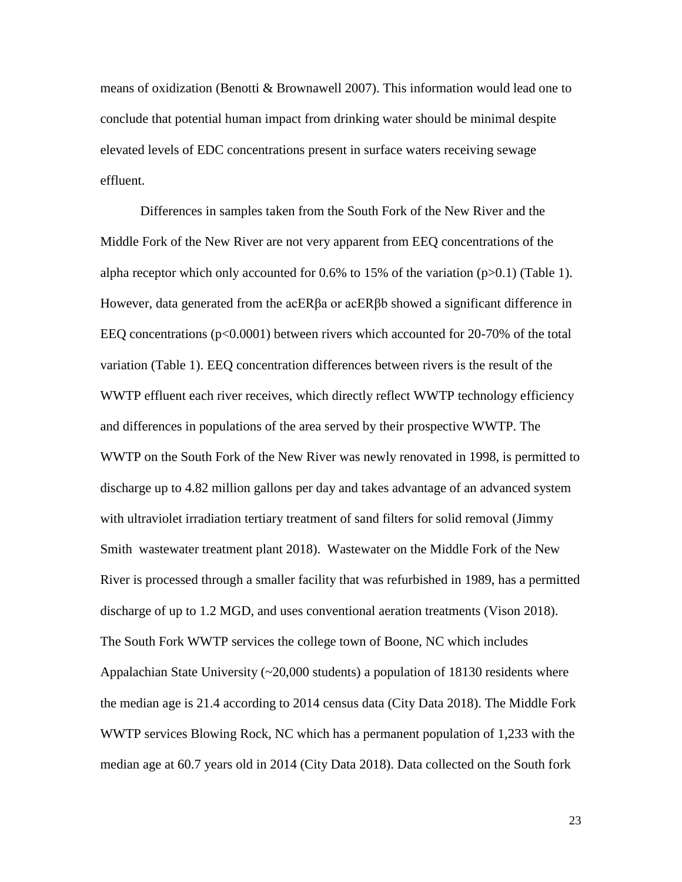means of oxidization (Benotti & Brownawell 2007). This information would lead one to conclude that potential human impact from drinking water should be minimal despite elevated levels of EDC concentrations present in surface waters receiving sewage effluent.

Differences in samples taken from the South Fork of the New River and the Middle Fork of the New River are not very apparent from EEQ concentrations of the alpha receptor which only accounted for 0.6% to 15% of the variation ($p>0.1$) (Table 1). However, data generated from the acERβa or acERβb showed a significant difference in EEQ concentrations ($p<0.0001$) between rivers which accounted for 20-70% of the total variation (Table 1). EEQ concentration differences between rivers is the result of the WWTP effluent each river receives, which directly reflect WWTP technology efficiency and differences in populations of the area served by their prospective WWTP. The WWTP on the South Fork of the New River was newly renovated in 1998, is permitted to discharge up to 4.82 million gallons per day and takes advantage of an advanced system with ultraviolet irradiation tertiary treatment of sand filters for solid removal (Jimmy Smith wastewater treatment plant 2018). Wastewater on the Middle Fork of the New River is processed through a smaller facility that was refurbished in 1989, has a permitted discharge of up to 1.2 MGD, and uses conventional aeration treatments (Vison 2018). The South Fork WWTP services the college town of Boone, NC which includes Appalachian State University (~20,000 students) a population of 18130 residents where the median age is 21.4 according to 2014 census data (City Data 2018). The Middle Fork WWTP services Blowing Rock, NC which has a permanent population of 1,233 with the median age at 60.7 years old in 2014 (City Data 2018). Data collected on the South fork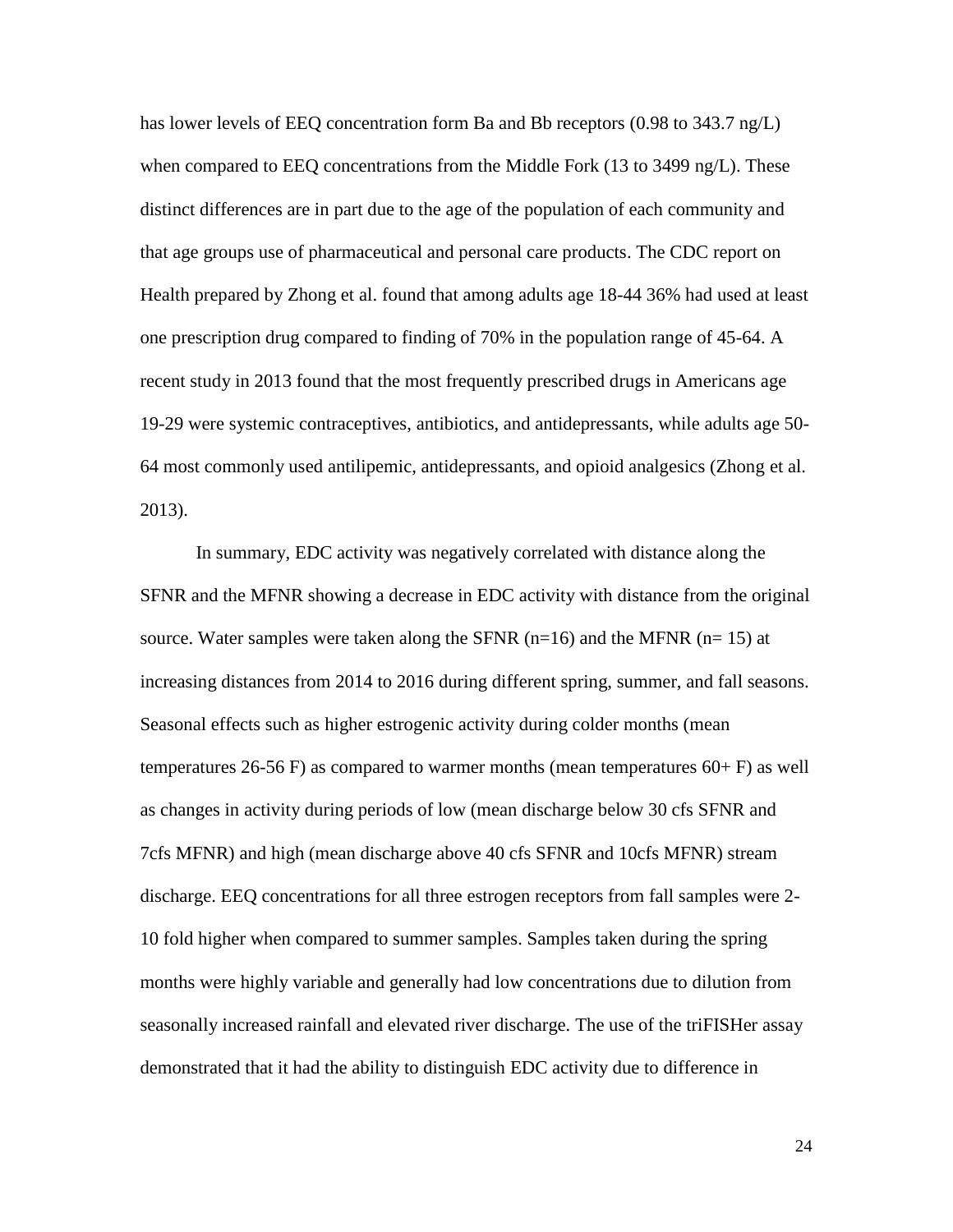has lower levels of EEQ concentration form Ba and Bb receptors (0.98 to 343.7 ng/L) when compared to EEQ concentrations from the Middle Fork (13 to 3499 ng/L). These distinct differences are in part due to the age of the population of each community and that age groups use of pharmaceutical and personal care products. The CDC report on Health prepared by Zhong et al. found that among adults age 18-44 36% had used at least one prescription drug compared to finding of 70% in the population range of 45-64. A recent study in 2013 found that the most frequently prescribed drugs in Americans age 19-29 were systemic contraceptives, antibiotics, and antidepressants, while adults age 50-64 most commonly used antilipemic, antidepressants, and opioid analgesics (Zhong et al. 2013).

In summary, EDC activity was negatively correlated with distance along the SFNR and the MFNR showing a decrease in EDC activity with distance from the original source. Water samples were taken along the SFNR (n=16) and the MFNR (n= 15) at increasing distances from 2014 to 2016 during different spring, summer, and fall seasons. Seasonal effects such as higher estrogenic activity during colder months (mean temperatures 26-56 F) as compared to warmer months (mean temperatures 60+ F) as well as changes in activity during periods of low (mean discharge below 30 cfs SFNR and 7cfs MFNR) and high (mean discharge above 40 cfs SFNR and 10cfs MFNR) stream discharge. EEQ concentrations for all three estrogen receptors from fall samples were 2-10 fold higher when compared to summer samples. Samples taken during the spring months were highly variable and generally had low concentrations due to dilution from seasonally increased rainfall and elevated river discharge. The use of the triFISHer assay demonstrated that it had the ability to distinguish EDC activity due to difference in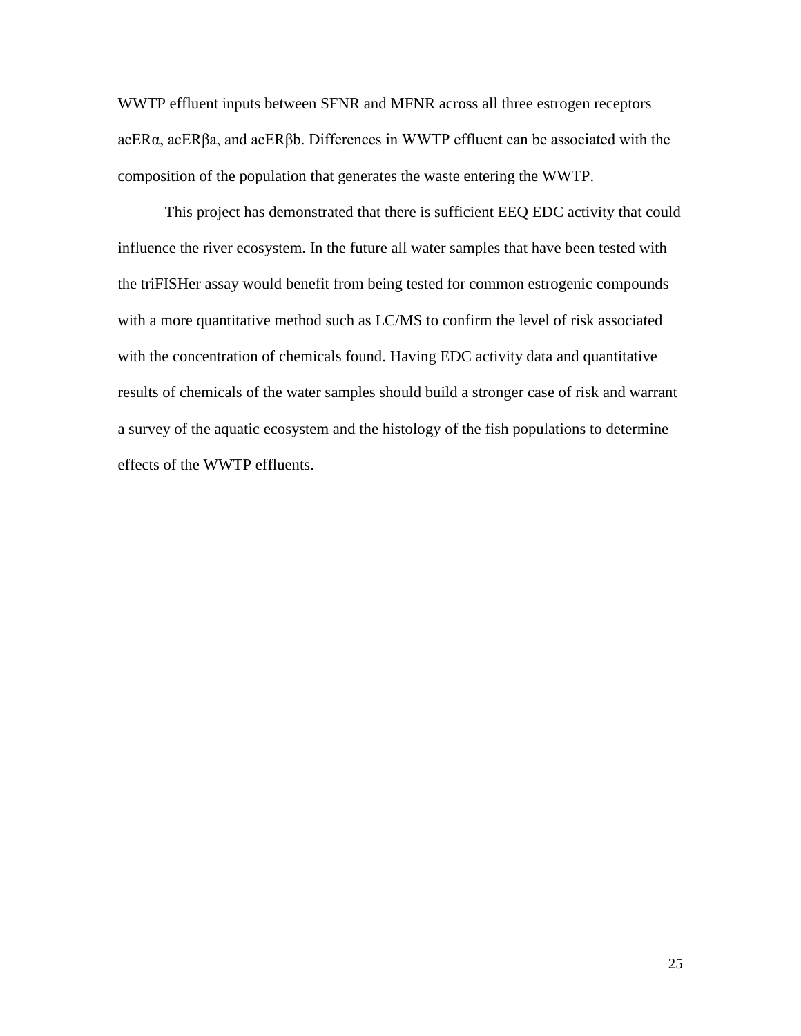WWTP effluent inputs between SFNR and MFNR across all three estrogen receptors acERα, acERβa, and acERβb. Differences in WWTP effluent can be associated with the composition of the population that generates the waste entering the WWTP.

This project has demonstrated that there is sufficient EEQ EDC activity that could influence the river ecosystem. In the future all water samples that have been tested with the triFISHer assay would benefit from being tested for common estrogenic compounds with a more quantitative method such as LC/MS to confirm the level of risk associated with the concentration of chemicals found. Having EDC activity data and quantitative results of chemicals of the water samples should build a stronger case of risk and warrant a survey of the aquatic ecosystem and the histology of the fish populations to determine effects of the WWTP effluents.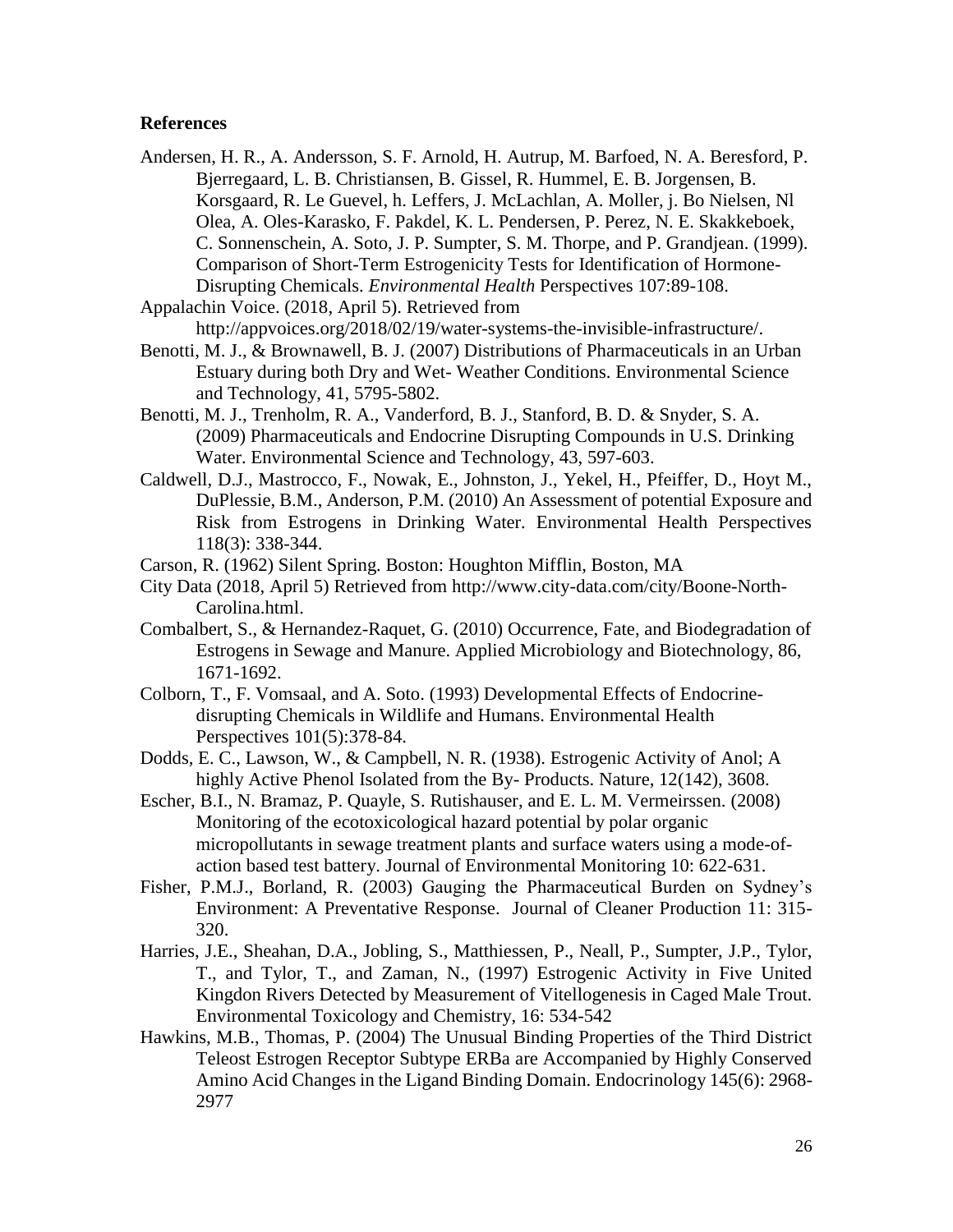**References**

Andersen, H. R., A. Andersson, S. F. Arnold, H. Autrup, M. Barfoed, N. A. Beresford, P. Bjerregaard, L. B. Christiansen, B. Gissel, R. Hummel, E. B. Jorgensen, B. Korsgaard, R. Le Guevel, h. Leffers, J. McLachlan, A. Moller, j. Bo Nielsen, Nl Olea, A. Oles-Karasko, F. Pakdel, K. L. Pendersen, P. Perez, N. E. Skakkeboek, C. Sonnenschein, A. Soto, J. P. Sumpter, S. M. Thorpe, and P. Grandjean. (1999). Comparison of Short-Term Estrogenicity Tests for Identification of Hormone-Disrupting Chemicals. *Environmental Health* Perspectives 107:89-108.

Appalachin Voice. (2018, April 5). Retrieved from http://appvoices.org/2018/02/19/water-systems-the-invisible-infrastructure/.

Benotti, M. J., & Brownawell, B. J. (2007) Distributions of Pharmaceuticals in an Urban Estuary during both Dry and Wet- Weather Conditions. Environmental Science and Technology, 41, 5795-5802.

Benotti, M. J., Trenholm, R. A., Vanderford, B. J., Stanford, B. D. & Snyder, S. A. (2009) Pharmaceuticals and Endocrine Disrupting Compounds in U.S. Drinking Water. Environmental Science and Technology, 43, 597-603.

Caldwell, D.J., Mastrocco, F., Nowak, E., Johnston, J., Yekel, H., Pfeiffer, D., Hoyt M., DuPlessie, B.M., Anderson, P.M. (2010) An Assessment of potential Exposure and Risk from Estrogens in Drinking Water. Environmental Health Perspectives 118(3): 338-344.

Carson, R. (1962) Silent Spring. Boston: Houghton Mifflin, Boston, MA

City Data (2018, April 5) Retrieved from http://www.city-data.com/city/Boone-North-Carolina.html.

Combalbert, S., & Hernandez-Raquet, G. (2010) Occurrence, Fate, and Biodegradation of Estrogens in Sewage and Manure. Applied Microbiology and Biotechnology, 86, 1671-1692.

Colborn, T., F. Vomsaal, and A. Soto. (1993) Developmental Effects of Endocrine-disrupting Chemicals in Wildlife and Humans. Environmental Health Perspectives 101(5):378-84.

Dodds, E. C., Lawson, W., & Campbell, N. R. (1938). Estrogenic Activity of Anol; A highly Active Phenol Isolated from the By- Products. Nature, 12(142), 3608.

Escher, B.I., N. Bramaz, P. Quayle, S. Rutishauser, and E. L. M. Vermeirssen. (2008) Monitoring of the ecotoxicological hazard potential by polar organic micropollutants in sewage treatment plants and surface waters using a mode-of-action based test battery. Journal of Environmental Monitoring 10: 622-631.

Fisher, P.M.J., Borland, R. (2003) Gauging the Pharmaceutical Burden on Sydney's Environment: A Preventative Response. Journal of Cleaner Production 11: 315-320.

Harries, J.E., Sheahan, D.A., Jobling, S., Matthiessen, P., Neall, P., Sumpter, J.P., Tylor, T., and Tylor, T., and Zaman, N., (1997) Estrogenic Activity in Five United Kingdon Rivers Detected by Measurement of Vitellogenesis in Caged Male Trout. Environmental Toxicology and Chemistry, 16: 534-542

Hawkins, M.B., Thomas, P. (2004) The Unusual Binding Properties of the Third District Teleost Estrogen Receptor Subtype ERBa are Accompanied by Highly Conserved Amino Acid Changes in the Ligand Binding Domain. Endocrinology 145(6): 2968-2977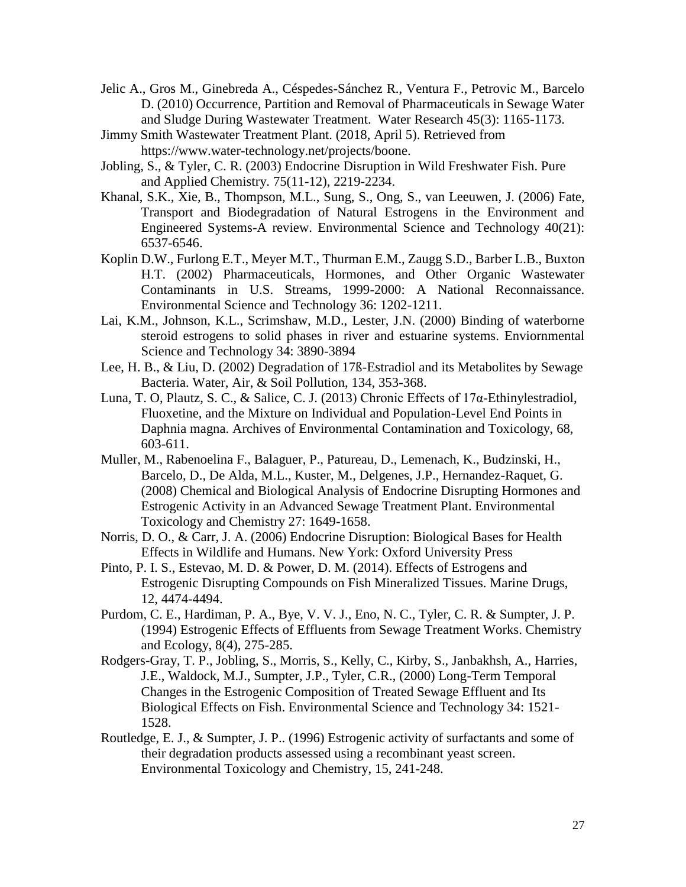Jelic A., Gros M., Ginebreda A., Céspedes-Sánchez R., Ventura F., Petrovic M., Barcelo D. (2010) Occurrence, Partition and Removal of Pharmaceuticals in Sewage Water and Sludge During Wastewater Treatment. Water Research 45(3): 1165-1173.

Jimmy Smith Wastewater Treatment Plant. (2018, April 5). Retrieved from https://www.water-technology.net/projects/boone.

Jobling, S., & Tyler, C. R. (2003) Endocrine Disruption in Wild Freshwater Fish. Pure and Applied Chemistry. 75(11-12), 2219-2234.

Khanal, S.K., Xie, B., Thompson, M.L., Sung, S., Ong, S., van Leeuwen, J. (2006) Fate, Transport and Biodegradation of Natural Estrogens in the Environment and Engineered Systems-A review. Environmental Science and Technology 40(21): 6537-6546.

Koplin D.W., Furlong E.T., Meyer M.T., Thurman E.M., Zaugg S.D., Barber L.B., Buxton H.T. (2002) Pharmaceuticals, Hormones, and Other Organic Wastewater Contaminants in U.S. Streams, 1999-2000: A National Reconnaissance. Environmental Science and Technology 36: 1202-1211.

Lai, K.M., Johnson, K.L., Scrimshaw, M.D., Lester, J.N. (2000) Binding of waterborne steroid estrogens to solid phases in river and estuarine systems. Enviornmental Science and Technology 34: 3890-3894

Lee, H. B., & Liu, D. (2002) Degradation of 17ß-Estradiol and its Metabolites by Sewage Bacteria. Water, Air, & Soil Pollution, 134, 353-368.

Luna, T. O, Plautz, S. C., & Salice, C. J. (2013) Chronic Effects of 17α-Ethinylestradiol, Fluoxetine, and the Mixture on Individual and Population-Level End Points in Daphnia magna. Archives of Environmental Contamination and Toxicology, 68, 603-611.

Muller, M., Rabenoelina F., Balaguer, P., Patureau, D., Lemenach, K., Budzinski, H., Barcelo, D., De Alda, M.L., Kuster, M., Delgenes, J.P., Hernandez-Raquet, G. (2008) Chemical and Biological Analysis of Endocrine Disrupting Hormones and Estrogenic Activity in an Advanced Sewage Treatment Plant. Environmental Toxicology and Chemistry 27: 1649-1658.

Norris, D. O., & Carr, J. A. (2006) Endocrine Disruption: Biological Bases for Health Effects in Wildlife and Humans. New York: Oxford University Press

Pinto, P. I. S., Estevao, M. D. & Power, D. M. (2014). Effects of Estrogens and Estrogenic Disrupting Compounds on Fish Mineralized Tissues. Marine Drugs, 12, 4474-4494.

Purdom, C. E., Hardiman, P. A., Bye, V. V. J., Eno, N. C., Tyler, C. R. & Sumpter, J. P. (1994) Estrogenic Effects of Effluents from Sewage Treatment Works. Chemistry and Ecology, 8(4), 275-285.

Rodgers-Gray, T. P., Jobling, S., Morris, S., Kelly, C., Kirby, S., Janbakhsh, A., Harries, J.E., Waldock, M.J., Sumpter, J.P., Tyler, C.R., (2000) Long-Term Temporal Changes in the Estrogenic Composition of Treated Sewage Effluent and Its Biological Effects on Fish. Environmental Science and Technology 34: 1521-1528.

Routledge, E. J., & Sumpter, J. P.. (1996) Estrogenic activity of surfactants and some of their degradation products assessed using a recombinant yeast screen. Environmental Toxicology and Chemistry, 15, 241-248.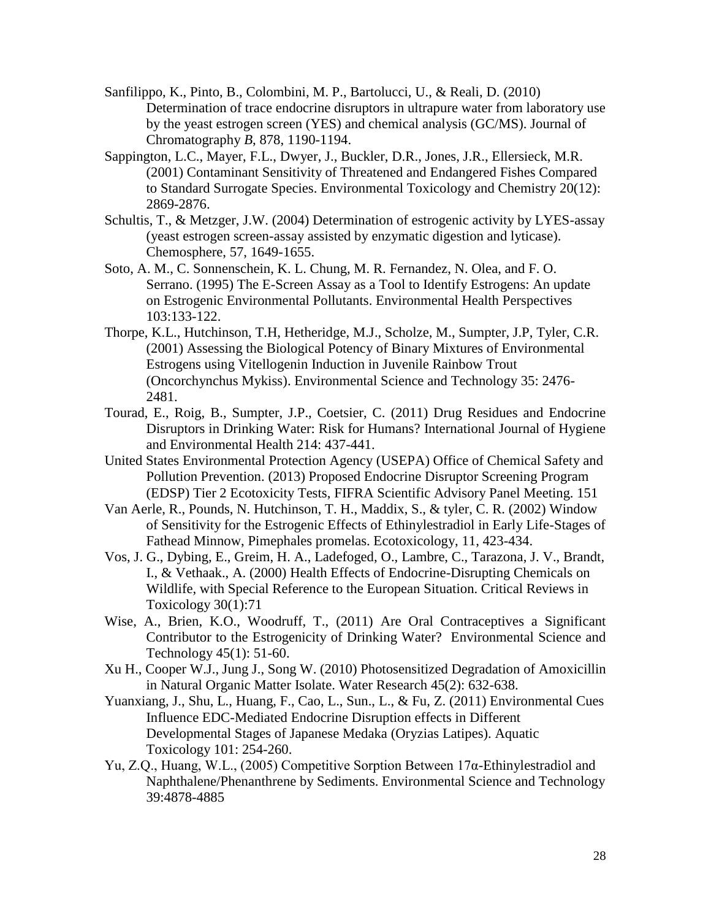Sanfilippo, K., Pinto, B., Colombini, M. P., Bartolucci, U., & Reali, D. (2010) Determination of trace endocrine disruptors in ultrapure water from laboratory use by the yeast estrogen screen (YES) and chemical analysis (GC/MS). Journal of Chromatography *B*, 878, 1190-1194.

Sappington, L.C., Mayer, F.L., Dwyer, J., Buckler, D.R., Jones, J.R., Ellersieck, M.R. (2001) Contaminant Sensitivity of Threatened and Endangered Fishes Compared to Standard Surrogate Species. Environmental Toxicology and Chemistry 20(12): 2869-2876.

Schultis, T., & Metzger, J.W. (2004) Determination of estrogenic activity by LYES-assay (yeast estrogen screen-assay assisted by enzymatic digestion and lyticase). Chemosphere, 57, 1649-1655.

Soto, A. M., C. Sonnenschein, K. L. Chung, M. R. Fernandez, N. Olea, and F. O. Serrano. (1995) The E-Screen Assay as a Tool to Identify Estrogens: An update on Estrogenic Environmental Pollutants. Environmental Health Perspectives 103:133-122.

Thorpe, K.L., Hutchinson, T.H, Hetheridge, M.J., Scholze, M., Sumpter, J.P, Tyler, C.R. (2001) Assessing the Biological Potency of Binary Mixtures of Environmental Estrogens using Vitellogenin Induction in Juvenile Rainbow Trout (Oncorchynchus Mykiss). Environmental Science and Technology 35: 2476-2481.

Tourad, E., Roig, B., Sumpter, J.P., Coetsier, C. (2011) Drug Residues and Endocrine Disruptors in Drinking Water: Risk for Humans? International Journal of Hygiene and Environmental Health 214: 437-441.

United States Environmental Protection Agency (USEPA) Office of Chemical Safety and Pollution Prevention. (2013) Proposed Endocrine Disruptor Screening Program (EDSP) Tier 2 Ecotoxicity Tests, FIFRA Scientific Advisory Panel Meeting. 151

Van Aerle, R., Pounds, N. Hutchinson, T. H., Maddix, S., & tyler, C. R. (2002) Window of Sensitivity for the Estrogenic Effects of Ethinylestradiol in Early Life-Stages of Fathead Minnow, Pimephales promelas. Ecotoxicology, 11, 423-434.

Vos, J. G., Dybing, E., Greim, H. A., Ladefoged, O., Lambre, C., Tarazona, J. V., Brandt, I., & Vethaak., A. (2000) Health Effects of Endocrine-Disrupting Chemicals on Wildlife, with Special Reference to the European Situation. Critical Reviews in Toxicology 30(1):71

Wise, A., Brien, K.O., Woodruff, T., (2011) Are Oral Contraceptives a Significant Contributor to the Estrogenicity of Drinking Water? Environmental Science and Technology 45(1): 51-60.

Xu H., Cooper W.J., Jung J., Song W. (2010) Photosensitized Degradation of Amoxicillin in Natural Organic Matter Isolate. Water Research 45(2): 632-638.

Yuanxiang, J., Shu, L., Huang, F., Cao, L., Sun., L., & Fu, Z. (2011) Environmental Cues Influence EDC-Mediated Endocrine Disruption effects in Different Developmental Stages of Japanese Medaka (Oryzias Latipes). Aquatic Toxicology 101: 254-260.

Yu, Z.Q., Huang, W.L., (2005) Competitive Sorption Between 17α-Ethinylestradiol and Naphthalene/Phenanthrene by Sediments. Environmental Science and Technology 39:4878-4885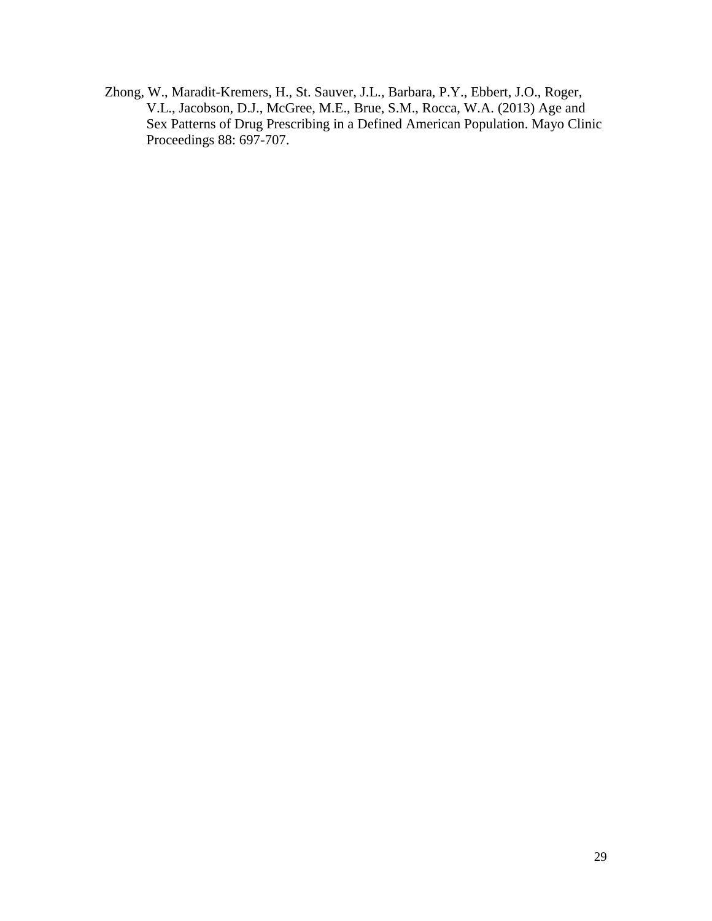Zhong, W., Maradit-Kremers, H., St. Sauver, J.L., Barbara, P.Y., Ebbert, J.O., Roger, V.L., Jacobson, D.J., McGree, M.E., Brue, S.M., Rocca, W.A. (2013) Age and Sex Patterns of Drug Prescribing in a Defined American Population. Mayo Clinic Proceedings 88: 697-707.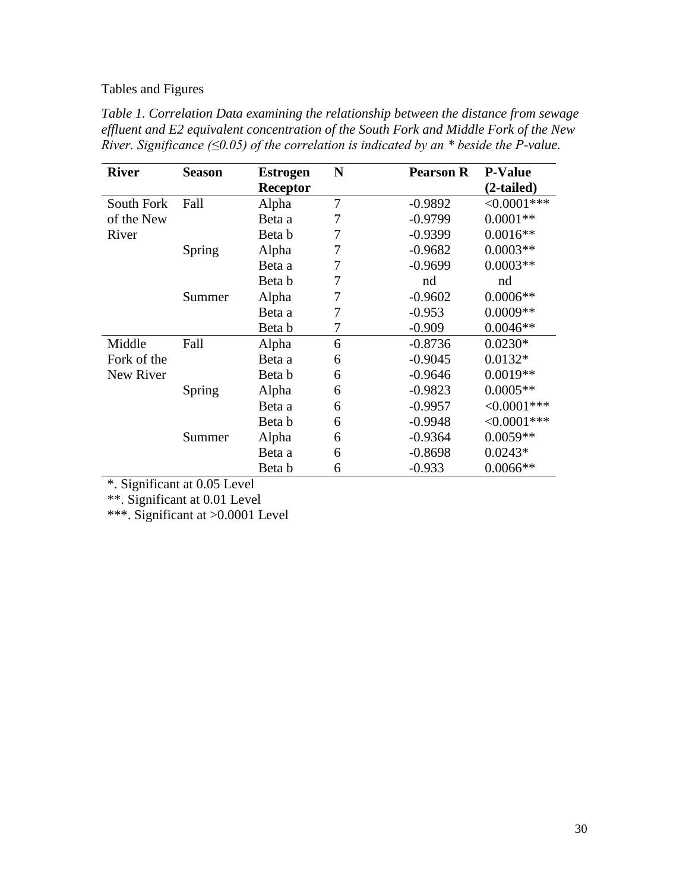Tables and Figures

*Table 1. Correlation Data examining the relationship between the distance from sewage effluent and E2 equivalent concentration of the South Fork and Middle Fork of the New River. Significance (≤0.05) of the correlation is indicated by an * beside the P-value.*

| River | Season | Estrogen Receptor | N | Pearson R | P-Value (2-tailed) |
|---|---|---|---|---|---|
| South Fork of the New River | Fall | Alpha | 7 | -0.9892 | <0.0001*** |
| | | Beta a | 7 | -0.9799 | 0.0001** |
| | | Beta b | 7 | -0.9399 | 0.0016** |
| | Spring | Alpha | 7 | -0.9682 | 0.0003** |
| | | Beta a | 7 | -0.9699 | 0.0003** |
| | | Beta b | 7 | nd | nd |
| | Summer | Alpha | 7 | -0.9602 | 0.0006** |
| | | Beta a | 7 | -0.953 | 0.0009** |
| | | Beta b | 7 | -0.909 | 0.0046** |
| Middle Fork of the New River | Fall | Alpha | 6 | -0.8736 | 0.0230* |
| | | Beta a | 6 | -0.9045 | 0.0132* |
| | | Beta b | 6 | -0.9646 | 0.0019** |
| | Spring | Alpha | 6 | -0.9823 | 0.0005** |
| | | Beta a | 6 | -0.9957 | <0.0001*** |
| | | Beta b | 6 | -0.9948 | <0.0001*** |
| | Summer | Alpha | 6 | -0.9364 | 0.0059** |
| | | Beta a | 6 | -0.8698 | 0.0243* |
| | | Beta b | 6 | -0.933 | 0.0066** |

*. Significant at 0.05 Level

**. Significant at 0.01 Level

***. Significant at >0.0001 Level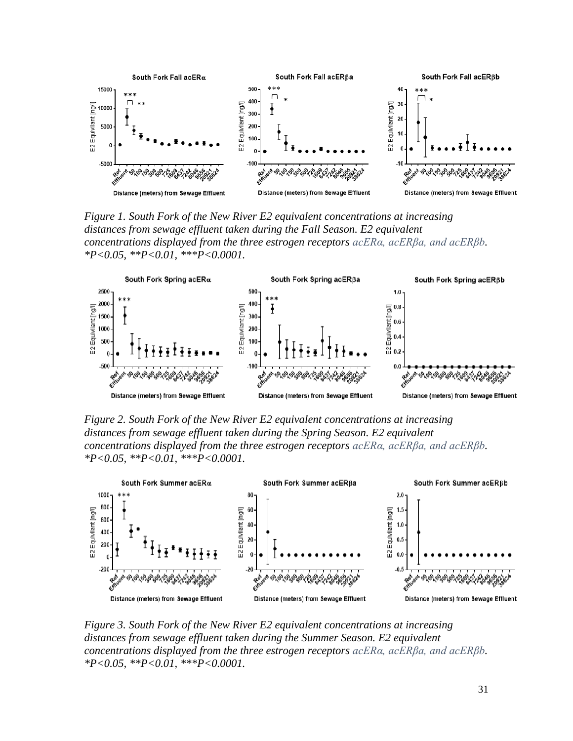*Figure 1. South Fork of the New River E2 equivalent concentrations at increasing distances from sewage effluent taken during the Fall Season. E2 equivalent concentrations displayed from the three estrogen receptors acERα, acERβa, and acERβb. *P<0.05, **P<0.01, ***P<0.0001.*

*Figure 2. South Fork of the New River E2 equivalent concentrations at increasing distances from sewage effluent taken during the Spring Season. E2 equivalent concentrations displayed from the three estrogen receptors acERα, acERβa, and acERβb. *P<0.05, **P<0.01, ***P<0.0001.*

*Figure 3. South Fork of the New River E2 equivalent concentrations at increasing distances from sewage effluent taken during the Summer Season. E2 equivalent concentrations displayed from the three estrogen receptors acERα, acERβa, and acERβb. *P<0.05, **P<0.01, ***P<0.0001.*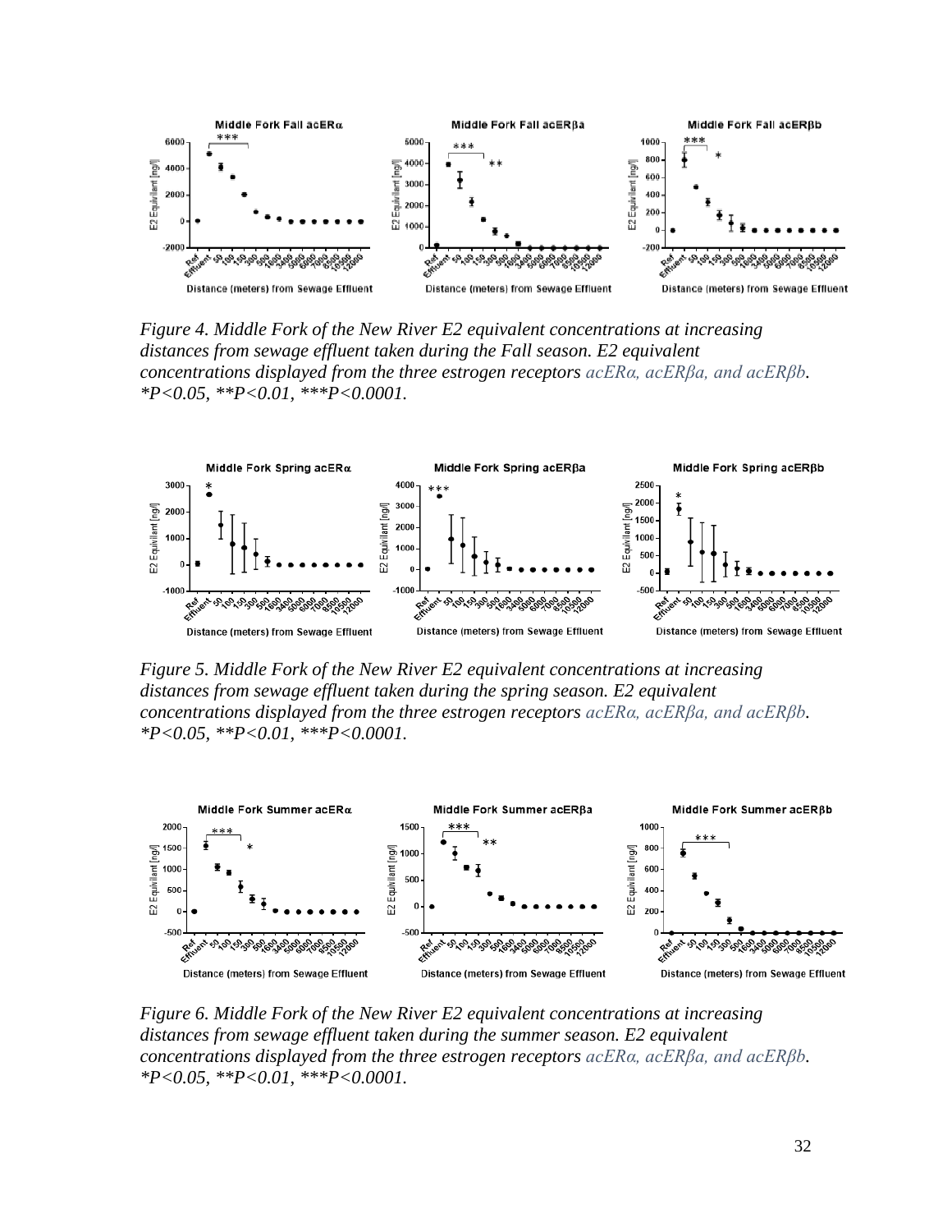*Figure 4. Middle Fork of the New River E2 equivalent concentrations at increasing distances from sewage effluent taken during the Fall season. E2 equivalent concentrations displayed from the three estrogen receptors acERα, acERβa, and acERβb. *P<0.05, **P<0.01, ***P<0.0001.*

*Figure 5. Middle Fork of the New River E2 equivalent concentrations at increasing distances from sewage effluent taken during the spring season. E2 equivalent concentrations displayed from the three estrogen receptors acERα, acERβa, and acERβb. *P<0.05, **P<0.01, ***P<0.0001.*

*Figure 6. Middle Fork of the New River E2 equivalent concentrations at increasing distances from sewage effluent taken during the summer season. E2 equivalent concentrations displayed from the three estrogen receptors acERα, acERβa, and acERβb. *P<0.05, **P<0.01, ***P<0.0001.*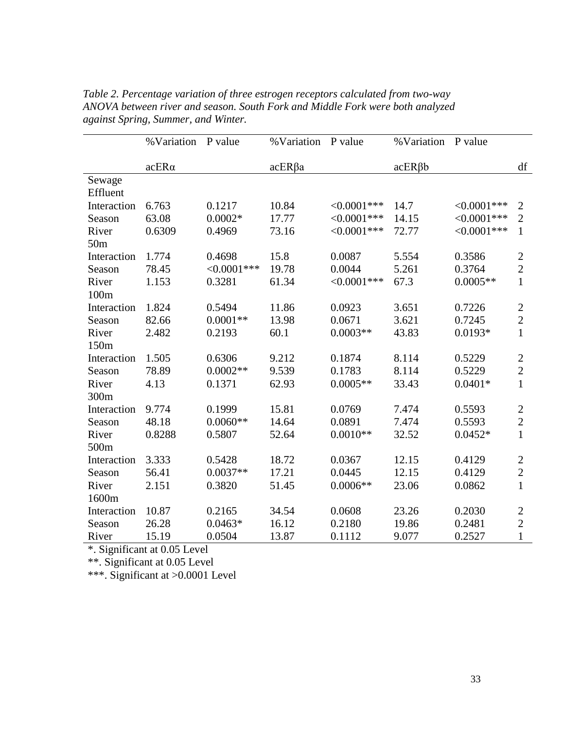*Table 2. Percentage variation of three estrogen receptors calculated from two-way ANOVA between river and season. South Fork and Middle Fork were both analyzed against Spring, Summer, and Winter.*

| | %Variation acERα | P value | %Variation acERβa | P value | %Variation acERβb | P value | df |
|---|---|---|---|---|---|---|---|
| Sewage Effluent | | | | | | | |
| Interaction | 6.763 | 0.1217 | 10.84 | <0.0001*** | 14.7 | <0.0001*** | 2 |
| Season | 63.08 | 0.0002* | 17.77 | <0.0001*** | 14.15 | <0.0001*** | 2 |
| River | 0.6309 | 0.4969 | 73.16 | <0.0001*** | 72.77 | <0.0001*** | 1 |
| 50m | | | | | | | |
| Interaction | 1.774 | 0.4698 | 15.8 | 0.0087 | 5.554 | 0.3586 | 2 |
| Season | 78.45 | <0.0001*** | 19.78 | 0.0044 | 5.261 | 0.3764 | 2 |
| River | 1.153 | 0.3281 | 61.34 | <0.0001*** | 67.3 | 0.0005** | 1 |
| 100m | | | | | | | |
| Interaction | 1.824 | 0.5494 | 11.86 | 0.0923 | 3.651 | 0.7226 | 2 |
| Season | 82.66 | 0.0001** | 13.98 | 0.0671 | 3.621 | 0.7245 | 2 |
| River | 2.482 | 0.2193 | 60.1 | 0.0003** | 43.83 | 0.0193* | 1 |
| 150m | | | | | | | |
| Interaction | 1.505 | 0.6306 | 9.212 | 0.1874 | 8.114 | 0.5229 | 2 |
| Season | 78.89 | 0.0002** | 9.539 | 0.1783 | 8.114 | 0.5229 | 2 |
| River | 4.13 | 0.1371 | 62.93 | 0.0005** | 33.43 | 0.0401* | 1 |
| 300m | | | | | | | |
| Interaction | 9.774 | 0.1999 | 15.81 | 0.0769 | 7.474 | 0.5593 | 2 |
| Season | 48.18 | 0.0060** | 14.64 | 0.0891 | 7.474 | 0.5593 | 2 |
| River | 0.8288 | 0.5807 | 52.64 | 0.0010** | 32.52 | 0.0452* | 1 |
| 500m | | | | | | | |
| Interaction | 3.333 | 0.5428 | 18.72 | 0.0367 | 12.15 | 0.4129 | 2 |
| Season | 56.41 | 0.0037** | 17.21 | 0.0445 | 12.15 | 0.4129 | 2 |
| River | 2.151 | 0.3820 | 51.45 | 0.0006** | 23.06 | 0.0862 | 1 |
| 1600m | | | | | | | |
| Interaction | 10.87 | 0.2165 | 34.54 | 0.0608 | 23.26 | 0.2030 | 2 |
| Season | 26.28 | 0.0463* | 16.12 | 0.2180 | 19.86 | 0.2481 | 2 |
| River | 15.19 | 0.0504 | 13.87 | 0.1112 | 9.077 | 0.2527 | 1 |

*. Significant at 0.05 Level

**. Significant at 0.05 Level

***. Significant at >0.0001 Level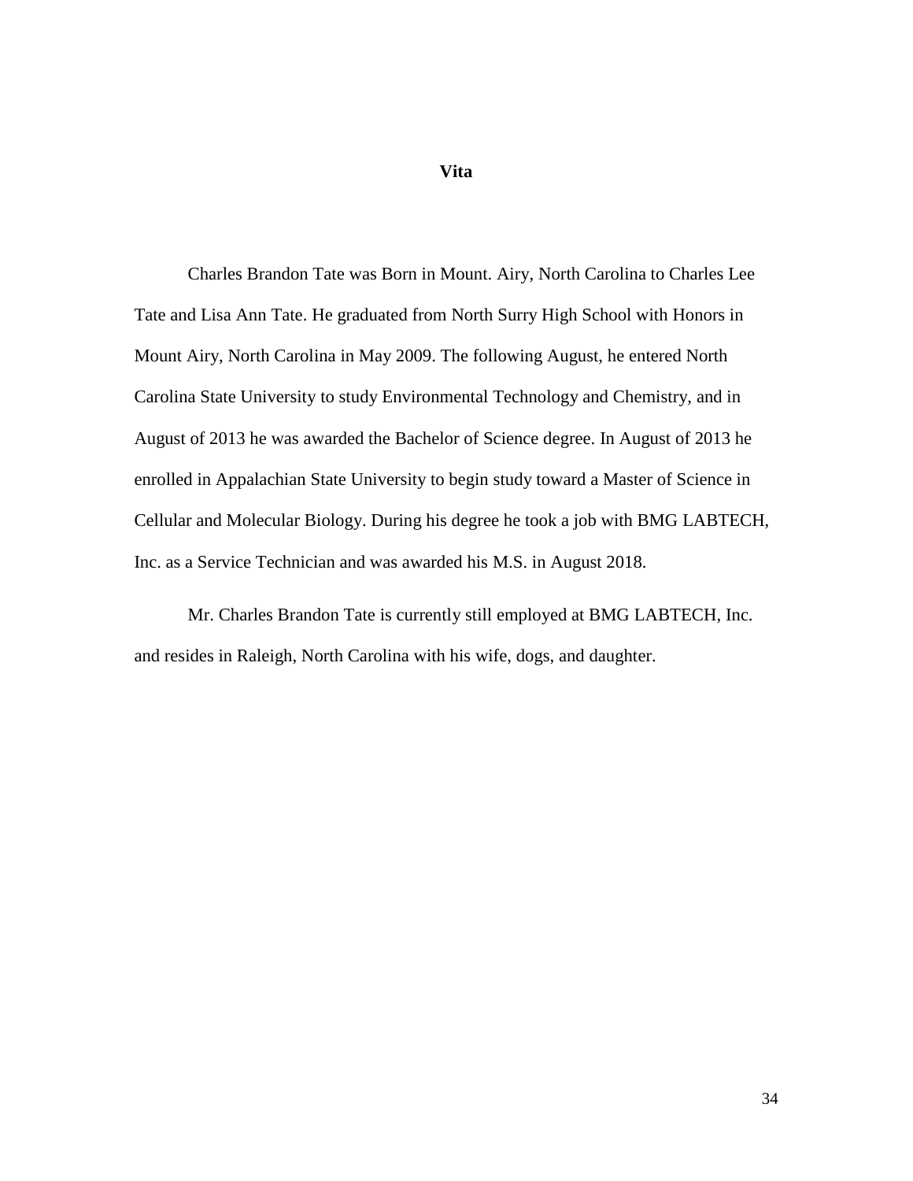# Vita

Charles Brandon Tate was Born in Mount. Airy, North Carolina to Charles Lee Tate and Lisa Ann Tate. He graduated from North Surry High School with Honors in Mount Airy, North Carolina in May 2009. The following August, he entered North Carolina State University to study Environmental Technology and Chemistry, and in August of 2013 he was awarded the Bachelor of Science degree. In August of 2013 he enrolled in Appalachian State University to begin study toward a Master of Science in Cellular and Molecular Biology. During his degree he took a job with BMG LABTECH, Inc. as a Service Technician and was awarded his M.S. in August 2018.

Mr. Charles Brandon Tate is currently still employed at BMG LABTECH, Inc. and resides in Raleigh, North Carolina with his wife, dogs, and daughter.